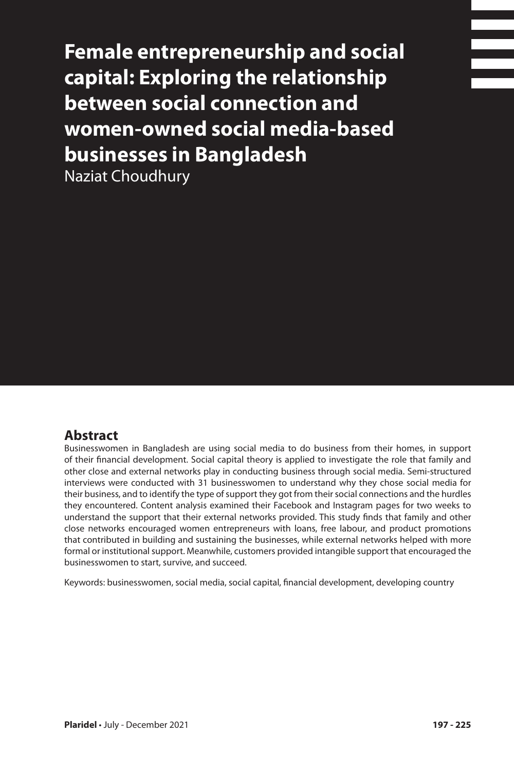# Female entrepreneurship and social capital: Exploring the relationship between social connection and women-owned social media-based businesses in Bangladesh

Naziat Choudhury

## Abstract

Businesswomen in Bangladesh are using social media to do business from their homes, in support of their financial development. Social capital theory is applied to investigate the role that family and other close and external networks play in conducting business through social media. Semi-structured interviews were conducted with 31 businesswomen to understand why they chose social media for their business, and to identify the type of support they got from their social connections and the hurdles they encountered. Content analysis examined their Facebook and Instagram pages for two weeks to understand the support that their external networks provided. This study finds that family and other close networks encouraged women entrepreneurs with loans, free labour, and product promotions that contributed in building and sustaining the businesses, while external networks helped with more formal or institutional support. Meanwhile, customers provided intangible support that encouraged the businesswomen to start, survive, and succeed.

Keywords: businesswomen, social media, social capital, financial development, developing country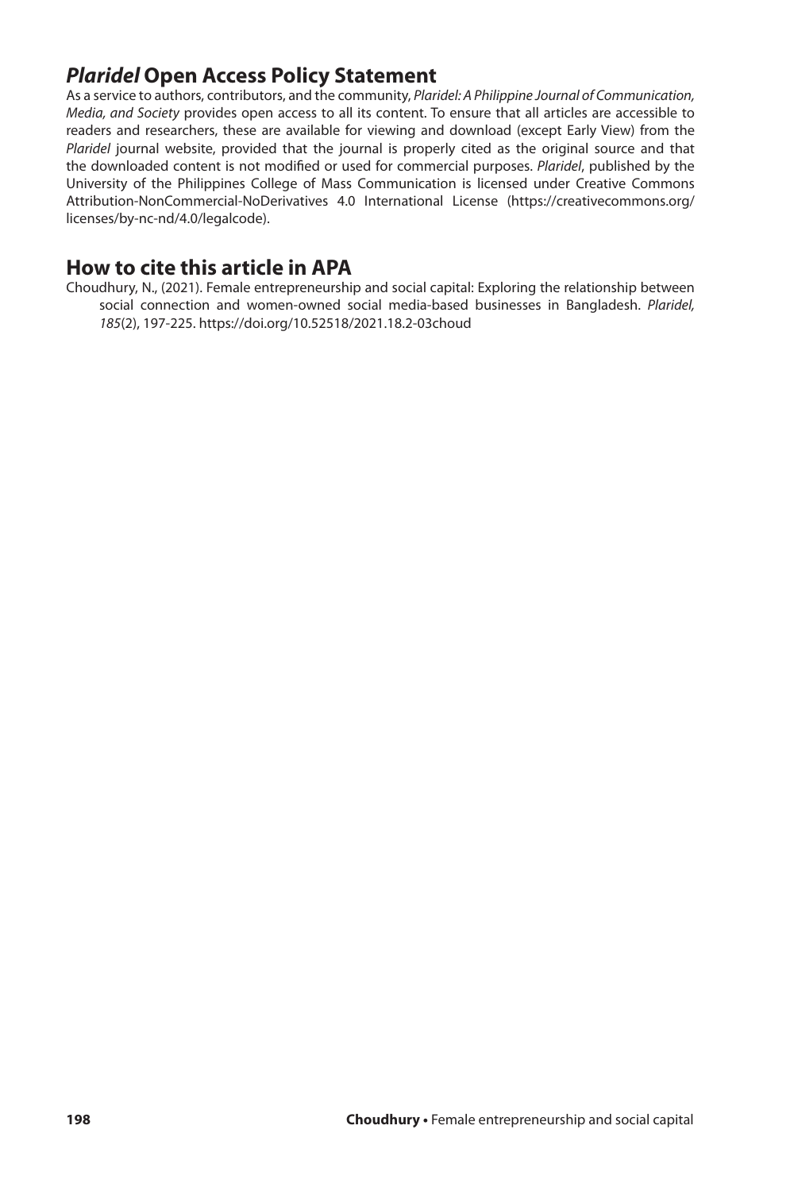## *Plaridel* Open Access Policy Statement

As a service to authors, contributors, and the community, *Plaridel: A Philippine Journal of Communication, Media, and Society* provides open access to all its content. To ensure that all articles are accessible to readers and researchers, these are available for viewing and download (except Early View) from the *Plaridel* journal website, provided that the journal is properly cited as the original source and that the downloaded content is not modified or used for commercial purposes. *Plaridel*, published by the University of the Philippines College of Mass Communication is licensed under Creative Commons Attribution-NonCommercial-NoDerivatives 4.0 International License (https://creativecommons.org/licenses/by-nc-nd/4.0/legalcode).

## How to cite this article in APA

Choudhury, N., (2021). Female entrepreneurship and social capital: Exploring the relationship between social connection and women-owned social media-based businesses in Bangladesh. *Plaridel, 185*(2), 197-225. https://doi.org/10.52518/2021.18.2-03choud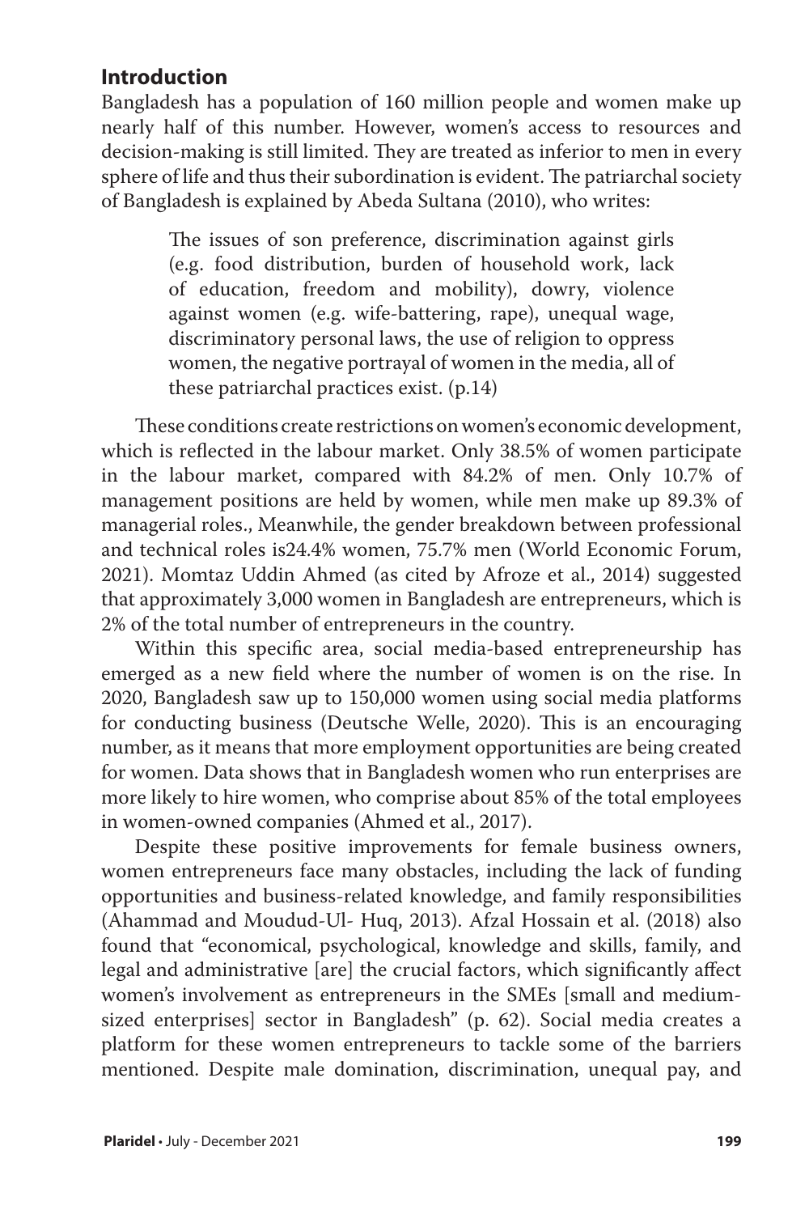## Introduction

Bangladesh has a population of 160 million people and women make up nearly half of this number. However, women's access to resources and decision-making is still limited. They are treated as inferior to men in every sphere of life and thus their subordination is evident. The patriarchal society of Bangladesh is explained by Abeda Sultana (2010), who writes:

> The issues of son preference, discrimination against girls (e.g. food distribution, burden of household work, lack of education, freedom and mobility), dowry, violence against women (e.g. wife-battering, rape), unequal wage, discriminatory personal laws, the use of religion to oppress women, the negative portrayal of women in the media, all of these patriarchal practices exist. (p.14)

These conditions create restrictions on women's economic development, which is reflected in the labour market. Only 38.5% of women participate in the labour market, compared with 84.2% of men. Only 10.7% of management positions are held by women, while men make up 89.3% of managerial roles., Meanwhile, the gender breakdown between professional and technical roles is24.4% women, 75.7% men (World Economic Forum, 2021). Momtaz Uddin Ahmed (as cited by Afroze et al., 2014) suggested that approximately 3,000 women in Bangladesh are entrepreneurs, which is 2% of the total number of entrepreneurs in the country.

Within this specific area, social media-based entrepreneurship has emerged as a new field where the number of women is on the rise. In 2020, Bangladesh saw up to 150,000 women using social media platforms for conducting business (Deutsche Welle, 2020). This is an encouraging number, as it means that more employment opportunities are being created for women. Data shows that in Bangladesh women who run enterprises are more likely to hire women, who comprise about 85% of the total employees in women-owned companies (Ahmed et al., 2017).

Despite these positive improvements for female business owners, women entrepreneurs face many obstacles, including the lack of funding opportunities and business-related knowledge, and family responsibilities (Ahammad and Moudud-Ul- Huq, 2013). Afzal Hossain et al. (2018) also found that "economical, psychological, knowledge and skills, family, and legal and administrative [are] the crucial factors, which significantly affect women's involvement as entrepreneurs in the SMEs [small and medium-sized enterprises] sector in Bangladesh" (p. 62). Social media creates a platform for these women entrepreneurs to tackle some of the barriers mentioned. Despite male domination, discrimination, unequal pay, and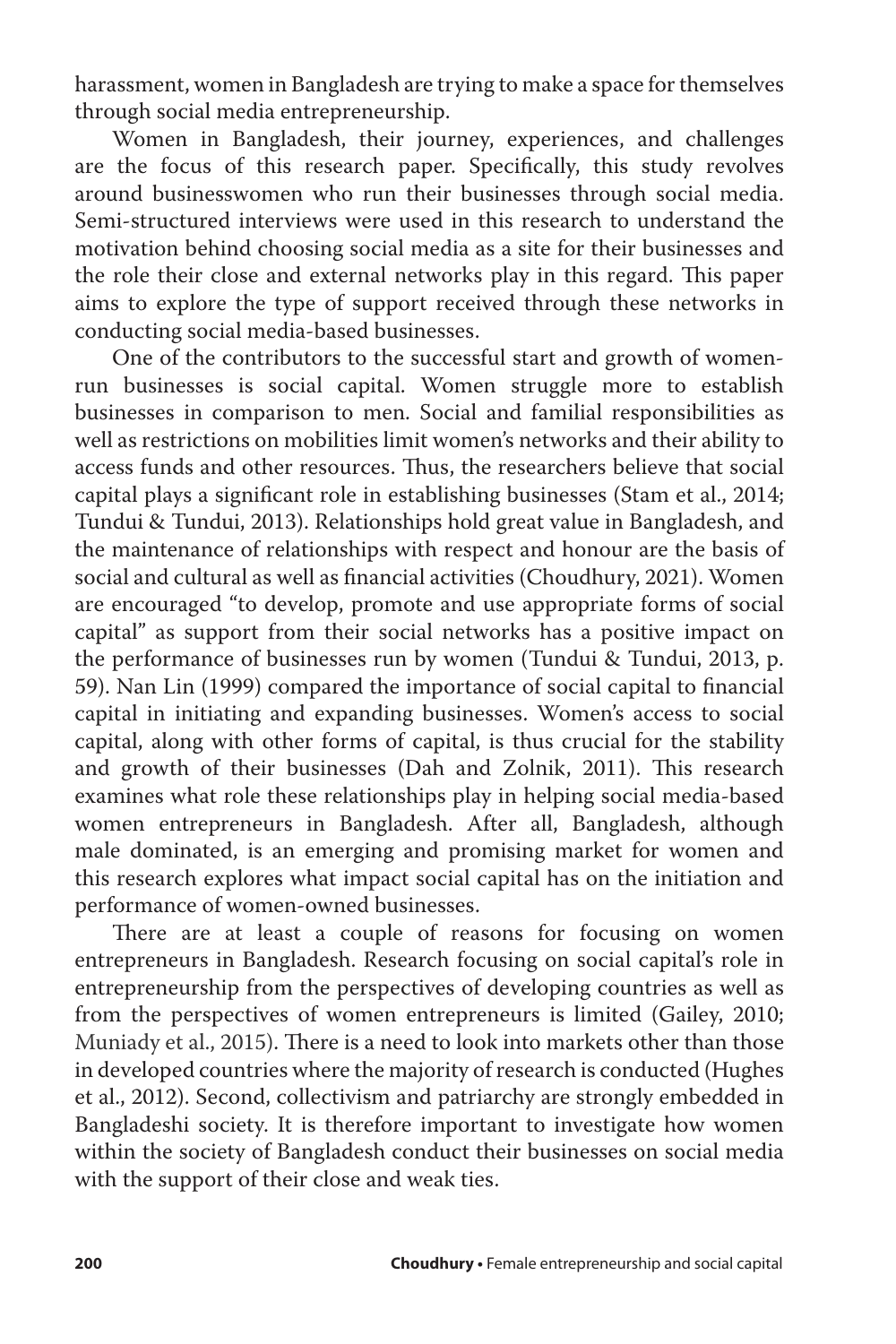harassment, women in Bangladesh are trying to make a space for themselves through social media entrepreneurship.

Women in Bangladesh, their journey, experiences, and challenges are the focus of this research paper. Specifically, this study revolves around businesswomen who run their businesses through social media. Semi-structured interviews were used in this research to understand the motivation behind choosing social media as a site for their businesses and the role their close and external networks play in this regard. This paper aims to explore the type of support received through these networks in conducting social media-based businesses.

One of the contributors to the successful start and growth of women-run businesses is social capital. Women struggle more to establish businesses in comparison to men. Social and familial responsibilities as well as restrictions on mobilities limit women's networks and their ability to access funds and other resources. Thus, the researchers believe that social capital plays a significant role in establishing businesses (Stam et al., 2014; Tundui & Tundui, 2013). Relationships hold great value in Bangladesh, and the maintenance of relationships with respect and honour are the basis of social and cultural as well as financial activities (Choudhury, 2021). Women are encouraged "to develop, promote and use appropriate forms of social capital" as support from their social networks has a positive impact on the performance of businesses run by women (Tundui & Tundui, 2013, p. 59). Nan Lin (1999) compared the importance of social capital to financial capital in initiating and expanding businesses. Women's access to social capital, along with other forms of capital, is thus crucial for the stability and growth of their businesses (Dah and Zolnik, 2011). This research examines what role these relationships play in helping social media-based women entrepreneurs in Bangladesh. After all, Bangladesh, although male dominated, is an emerging and promising market for women and this research explores what impact social capital has on the initiation and performance of women-owned businesses.

There are at least a couple of reasons for focusing on women entrepreneurs in Bangladesh. Research focusing on social capital's role in entrepreneurship from the perspectives of developing countries as well as from the perspectives of women entrepreneurs is limited (Gailey, 2010; Muniady et al., 2015). There is a need to look into markets other than those in developed countries where the majority of research is conducted (Hughes et al., 2012). Second, collectivism and patriarchy are strongly embedded in Bangladeshi society. It is therefore important to investigate how women within the society of Bangladesh conduct their businesses on social media with the support of their close and weak ties.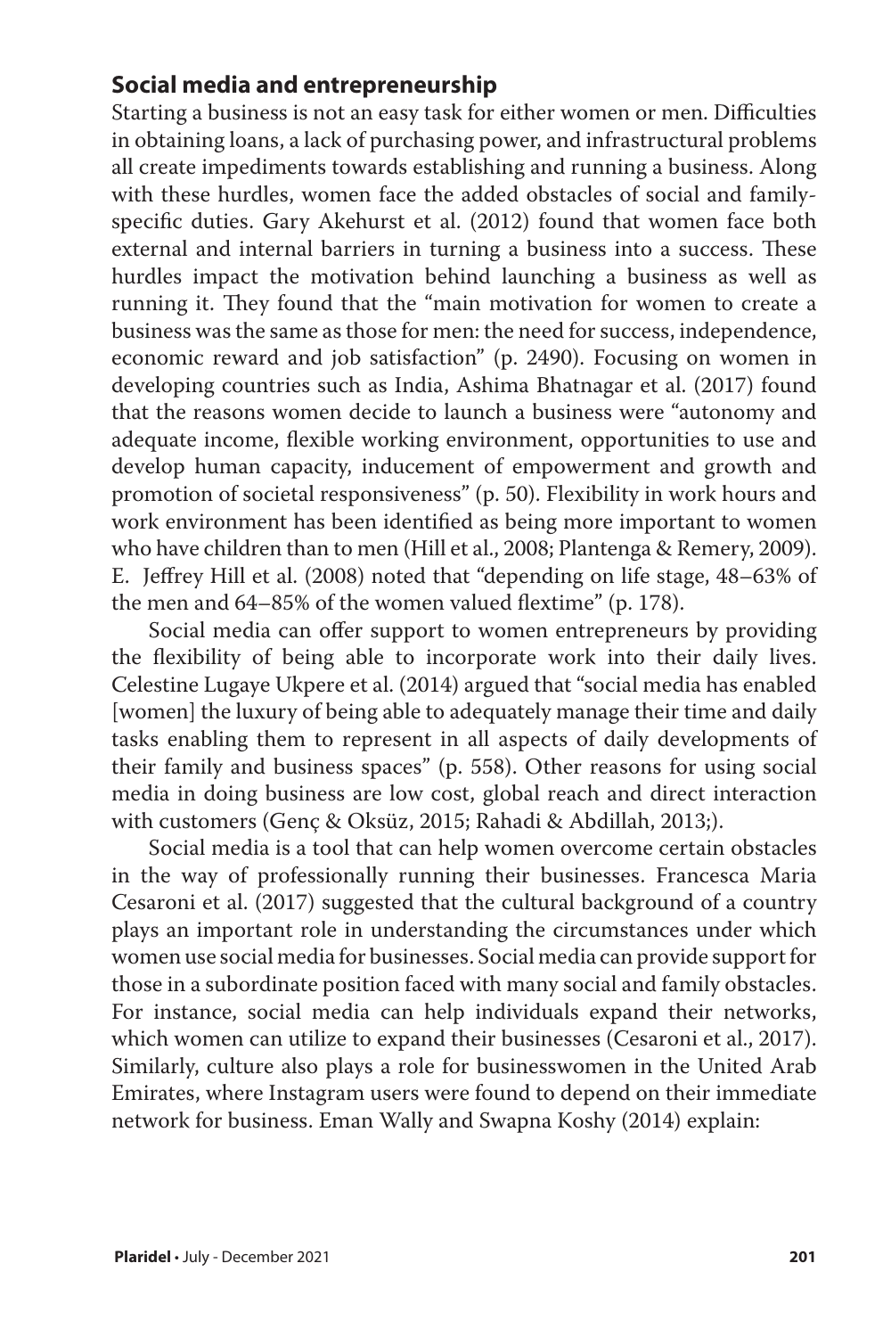## Social media and entrepreneurship

Starting a business is not an easy task for either women or men. Difficulties in obtaining loans, a lack of purchasing power, and infrastructural problems all create impediments towards establishing and running a business. Along with these hurdles, women face the added obstacles of social and family-specific duties. Gary Akehurst et al. (2012) found that women face both external and internal barriers in turning a business into a success. These hurdles impact the motivation behind launching a business as well as running it. They found that the "main motivation for women to create a business was the same as those for men: the need for success, independence, economic reward and job satisfaction" (p. 2490). Focusing on women in developing countries such as India, Ashima Bhatnagar et al. (2017) found that the reasons women decide to launch a business were "autonomy and adequate income, flexible working environment, opportunities to use and develop human capacity, inducement of empowerment and growth and promotion of societal responsiveness" (p. 50). Flexibility in work hours and work environment has been identified as being more important to women who have children than to men (Hill et al., 2008; Plantenga & Remery, 2009). E. Jeffrey Hill et al. (2008) noted that "depending on life stage, 48–63% of the men and 64–85% of the women valued flextime" (p. 178).

Social media can offer support to women entrepreneurs by providing the flexibility of being able to incorporate work into their daily lives. Celestine Lugaye Ukpere et al. (2014) argued that "social media has enabled [women] the luxury of being able to adequately manage their time and daily tasks enabling them to represent in all aspects of daily developments of their family and business spaces" (p. 558). Other reasons for using social media in doing business are low cost, global reach and direct interaction with customers (Genç & Oksüz, 2015; Rahadi & Abdillah, 2013;).

Social media is a tool that can help women overcome certain obstacles in the way of professionally running their businesses. Francesca Maria Cesaroni et al. (2017) suggested that the cultural background of a country plays an important role in understanding the circumstances under which women use social media for businesses. Social media can provide support for those in a subordinate position faced with many social and family obstacles. For instance, social media can help individuals expand their networks, which women can utilize to expand their businesses (Cesaroni et al., 2017). Similarly, culture also plays a role for businesswomen in the United Arab Emirates, where Instagram users were found to depend on their immediate network for business. Eman Wally and Swapna Koshy (2014) explain: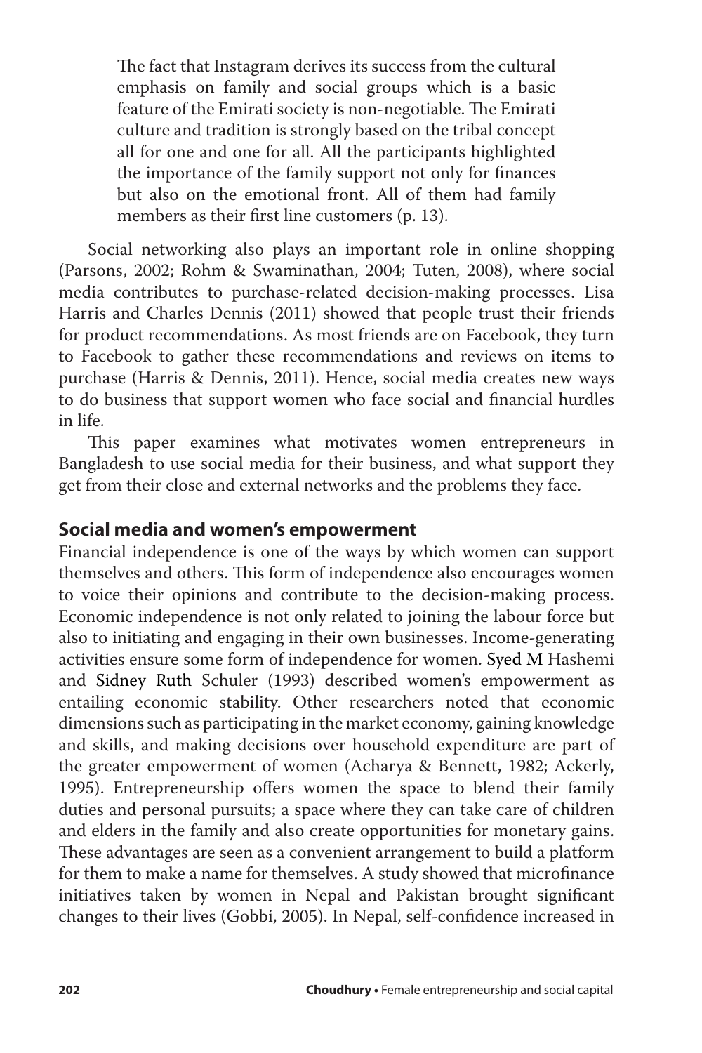> The fact that Instagram derives its success from the cultural emphasis on family and social groups which is a basic feature of the Emirati society is non-negotiable. The Emirati culture and tradition is strongly based on the tribal concept all for one and one for all. All the participants highlighted the importance of the family support not only for finances but also on the emotional front. All of them had family members as their first line customers (p. 13).

Social networking also plays an important role in online shopping (Parsons, 2002; Rohm & Swaminathan, 2004; Tuten, 2008), where social media contributes to purchase-related decision-making processes. Lisa Harris and Charles Dennis (2011) showed that people trust their friends for product recommendations. As most friends are on Facebook, they turn to Facebook to gather these recommendations and reviews on items to purchase (Harris & Dennis, 2011). Hence, social media creates new ways to do business that support women who face social and financial hurdles in life.

This paper examines what motivates women entrepreneurs in Bangladesh to use social media for their business, and what support they get from their close and external networks and the problems they face.

## Social media and women's empowerment

Financial independence is one of the ways by which women can support themselves and others. This form of independence also encourages women to voice their opinions and contribute to the decision-making process. Economic independence is not only related to joining the labour force but also to initiating and engaging in their own businesses. Income-generating activities ensure some form of independence for women. Syed M Hashemi and Sidney Ruth Schuler (1993) described women's empowerment as entailing economic stability. Other researchers noted that economic dimensions such as participating in the market economy, gaining knowledge and skills, and making decisions over household expenditure are part of the greater empowerment of women (Acharya & Bennett, 1982; Ackerly, 1995). Entrepreneurship offers women the space to blend their family duties and personal pursuits; a space where they can take care of children and elders in the family and also create opportunities for monetary gains. These advantages are seen as a convenient arrangement to build a platform for them to make a name for themselves. A study showed that microfinance initiatives taken by women in Nepal and Pakistan brought significant changes to their lives (Gobbi, 2005). In Nepal, self-confidence increased in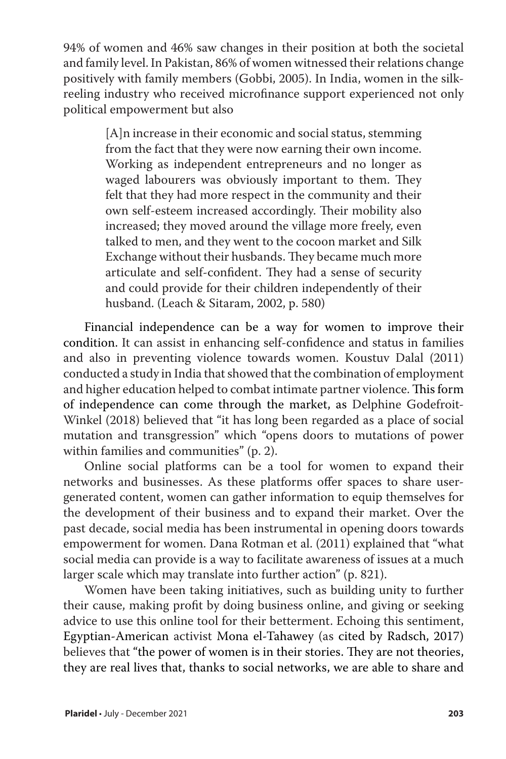94% of women and 46% saw changes in their position at both the societal and family level. In Pakistan, 86% of women witnessed their relations change positively with family members (Gobbi, 2005). In India, women in the silk-reeling industry who received microfinance support experienced not only political empowerment but also

> [A]n increase in their economic and social status, stemming from the fact that they were now earning their own income. Working as independent entrepreneurs and no longer as waged labourers was obviously important to them. They felt that they had more respect in the community and their own self-esteem increased accordingly. Their mobility also increased; they moved around the village more freely, even talked to men, and they went to the cocoon market and Silk Exchange without their husbands. They became much more articulate and self-confident. They had a sense of security and could provide for their children independently of their husband. (Leach & Sitaram, 2002, p. 580)

Financial independence can be a way for women to improve their condition. It can assist in enhancing self-confidence and status in families and also in preventing violence towards women. Koustuv Dalal (2011) conducted a study in India that showed that the combination of employment and higher education helped to combat intimate partner violence. This form of independence can come through the market, as Delphine Godefroit-Winkel (2018) believed that "it has long been regarded as a place of social mutation and transgression" which "opens doors to mutations of power within families and communities" (p. 2).

Online social platforms can be a tool for women to expand their networks and businesses. As these platforms offer spaces to share user-generated content, women can gather information to equip themselves for the development of their business and to expand their market. Over the past decade, social media has been instrumental in opening doors towards empowerment for women. Dana Rotman et al. (2011) explained that "what social media can provide is a way to facilitate awareness of issues at a much larger scale which may translate into further action" (p. 821).

Women have been taking initiatives, such as building unity to further their cause, making profit by doing business online, and giving or seeking advice to use this online tool for their betterment. Echoing this sentiment, Egyptian-American activist Mona el-Tahawey (as cited by Radsch, 2017) believes that "the power of women is in their stories. They are not theories, they are real lives that, thanks to social networks, we are able to share and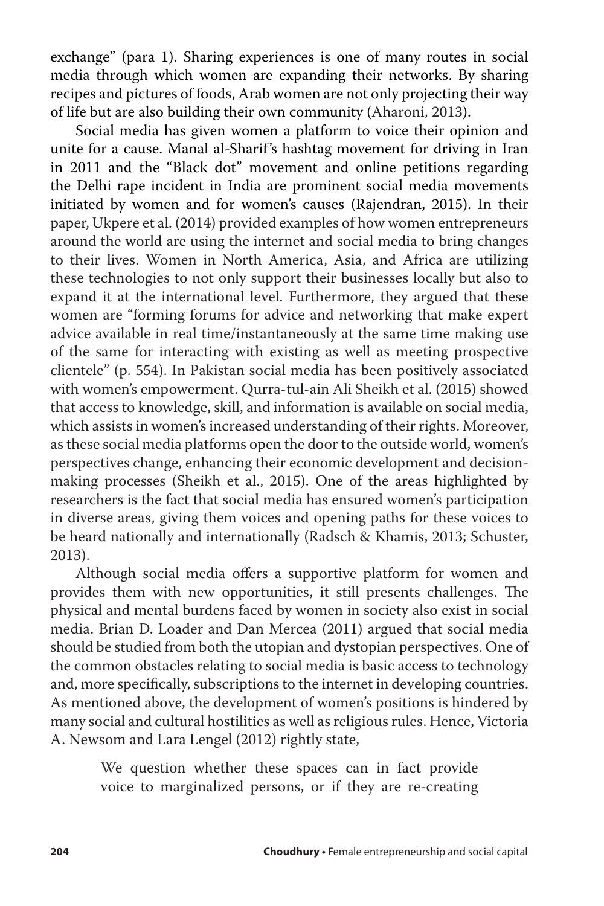exchange" (para 1). Sharing experiences is one of many routes in social media through which women are expanding their networks. By sharing recipes and pictures of foods, Arab women are not only projecting their way of life but are also building their own community (Aharoni, 2013).

Social media has given women a platform to voice their opinion and unite for a cause. Manal al-Sharif's hashtag movement for driving in Iran in 2011 and the "Black dot" movement and online petitions regarding the Delhi rape incident in India are prominent social media movements initiated by women and for women's causes (Rajendran, 2015). In their paper, Ukpere et al. (2014) provided examples of how women entrepreneurs around the world are using the internet and social media to bring changes to their lives. Women in North America, Asia, and Africa are utilizing these technologies to not only support their businesses locally but also to expand it at the international level. Furthermore, they argued that these women are "forming forums for advice and networking that make expert advice available in real time/instantaneously at the same time making use of the same for interacting with existing as well as meeting prospective clientele" (p. 554). In Pakistan social media has been positively associated with women's empowerment. Qurra-tul-ain Ali Sheikh et al. (2015) showed that access to knowledge, skill, and information is available on social media, which assists in women's increased understanding of their rights. Moreover, as these social media platforms open the door to the outside world, women's perspectives change, enhancing their economic development and decision-making processes (Sheikh et al., 2015). One of the areas highlighted by researchers is the fact that social media has ensured women's participation in diverse areas, giving them voices and opening paths for these voices to be heard nationally and internationally (Radsch & Khamis, 2013; Schuster, 2013).

Although social media offers a supportive platform for women and provides them with new opportunities, it still presents challenges. The physical and mental burdens faced by women in society also exist in social media. Brian D. Loader and Dan Mercea (2011) argued that social media should be studied from both the utopian and dystopian perspectives. One of the common obstacles relating to social media is basic access to technology and, more specifically, subscriptions to the internet in developing countries. As mentioned above, the development of women's positions is hindered by many social and cultural hostilities as well as religious rules. Hence, Victoria A. Newsom and Lara Lengel (2012) rightly state,

> We question whether these spaces can in fact provide voice to marginalized persons, or if they are re-creating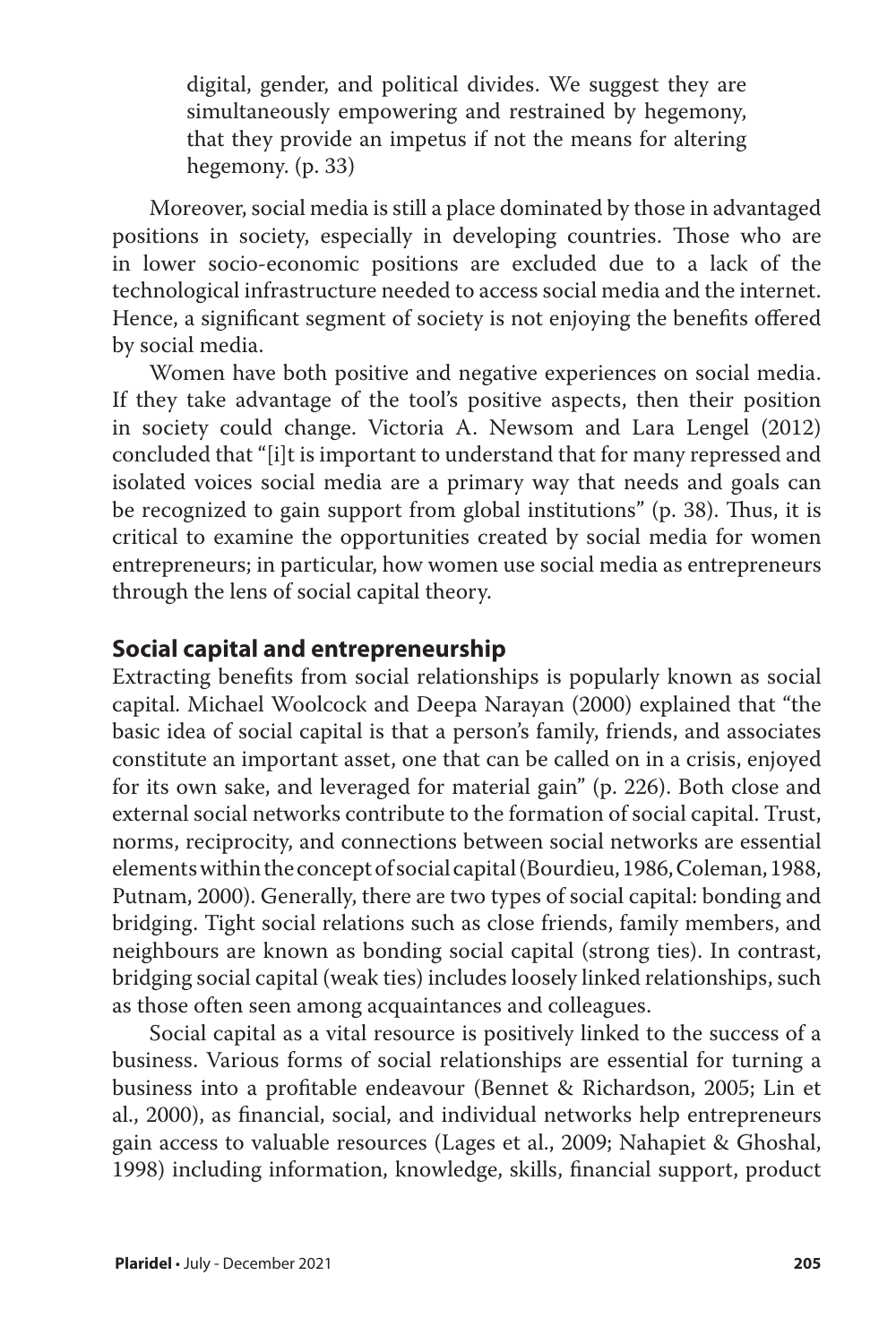> digital, gender, and political divides. We suggest they are simultaneously empowering and restrained by hegemony, that they provide an impetus if not the means for altering hegemony. (p. 33)

Moreover, social media is still a place dominated by those in advantaged positions in society, especially in developing countries. Those who are in lower socio-economic positions are excluded due to a lack of the technological infrastructure needed to access social media and the internet. Hence, a significant segment of society is not enjoying the benefits offered by social media.

Women have both positive and negative experiences on social media. If they take advantage of the tool's positive aspects, then their position in society could change. Victoria A. Newsom and Lara Lengel (2012) concluded that "[i]t is important to understand that for many repressed and isolated voices social media are a primary way that needs and goals can be recognized to gain support from global institutions" (p. 38). Thus, it is critical to examine the opportunities created by social media for women entrepreneurs; in particular, how women use social media as entrepreneurs through the lens of social capital theory.

## Social capital and entrepreneurship

Extracting benefits from social relationships is popularly known as social capital. Michael Woolcock and Deepa Narayan (2000) explained that "the basic idea of social capital is that a person's family, friends, and associates constitute an important asset, one that can be called on in a crisis, enjoyed for its own sake, and leveraged for material gain" (p. 226). Both close and external social networks contribute to the formation of social capital. Trust, norms, reciprocity, and connections between social networks are essential elements within the concept of social capital (Bourdieu, 1986, Coleman, 1988, Putnam, 2000). Generally, there are two types of social capital: bonding and bridging. Tight social relations such as close friends, family members, and neighbours are known as bonding social capital (strong ties). In contrast, bridging social capital (weak ties) includes loosely linked relationships, such as those often seen among acquaintances and colleagues.

Social capital as a vital resource is positively linked to the success of a business. Various forms of social relationships are essential for turning a business into a profitable endeavour (Bennet & Richardson, 2005; Lin et al., 2000), as financial, social, and individual networks help entrepreneurs gain access to valuable resources (Lages et al., 2009; Nahapiet & Ghoshal, 1998) including information, knowledge, skills, financial support, product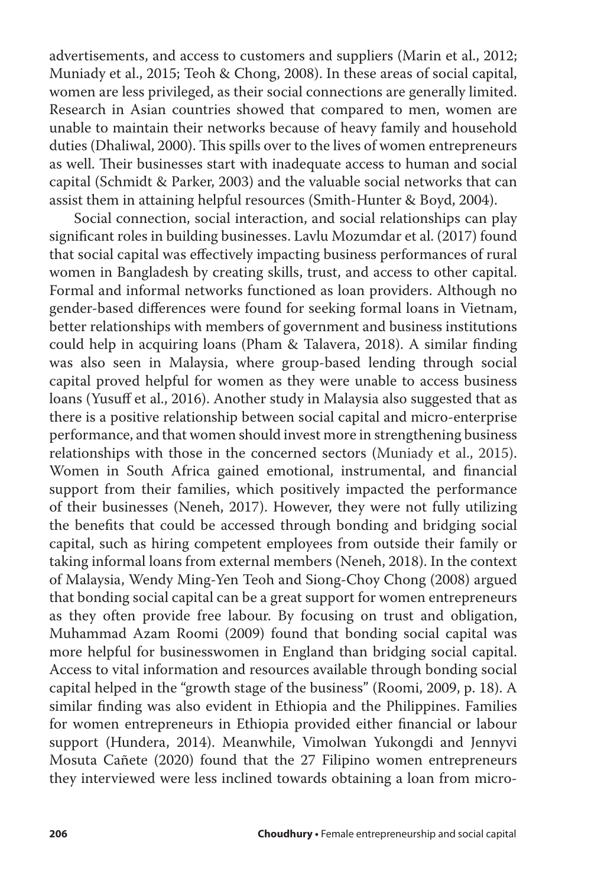advertisements, and access to customers and suppliers (Marin et al., 2012; Muniady et al., 2015; Teoh & Chong, 2008). In these areas of social capital, women are less privileged, as their social connections are generally limited. Research in Asian countries showed that compared to men, women are unable to maintain their networks because of heavy family and household duties (Dhaliwal, 2000). This spills over to the lives of women entrepreneurs as well. Their businesses start with inadequate access to human and social capital (Schmidt & Parker, 2003) and the valuable social networks that can assist them in attaining helpful resources (Smith-Hunter & Boyd, 2004).

Social connection, social interaction, and social relationships can play significant roles in building businesses. Lavlu Mozumdar et al. (2017) found that social capital was effectively impacting business performances of rural women in Bangladesh by creating skills, trust, and access to other capital. Formal and informal networks functioned as loan providers. Although no gender-based differences were found for seeking formal loans in Vietnam, better relationships with members of government and business institutions could help in acquiring loans (Pham & Talavera, 2018). A similar finding was also seen in Malaysia, where group-based lending through social capital proved helpful for women as they were unable to access business loans (Yusuff et al., 2016). Another study in Malaysia also suggested that as there is a positive relationship between social capital and micro-enterprise performance, and that women should invest more in strengthening business relationships with those in the concerned sectors (Muniady et al., 2015). Women in South Africa gained emotional, instrumental, and financial support from their families, which positively impacted the performance of their businesses (Neneh, 2017). However, they were not fully utilizing the benefits that could be accessed through bonding and bridging social capital, such as hiring competent employees from outside their family or taking informal loans from external members (Neneh, 2018). In the context of Malaysia, Wendy Ming-Yen Teoh and Siong-Choy Chong (2008) argued that bonding social capital can be a great support for women entrepreneurs as they often provide free labour. By focusing on trust and obligation, Muhammad Azam Roomi (2009) found that bonding social capital was more helpful for businesswomen in England than bridging social capital. Access to vital information and resources available through bonding social capital helped in the "growth stage of the business" (Roomi, 2009, p. 18). A similar finding was also evident in Ethiopia and the Philippines. Families for women entrepreneurs in Ethiopia provided either financial or labour support (Hundera, 2014). Meanwhile, Vimolwan Yukongdi and Jennyvi Mosuta Cañete (2020) found that the 27 Filipino women entrepreneurs they interviewed were less inclined towards obtaining a loan from micro-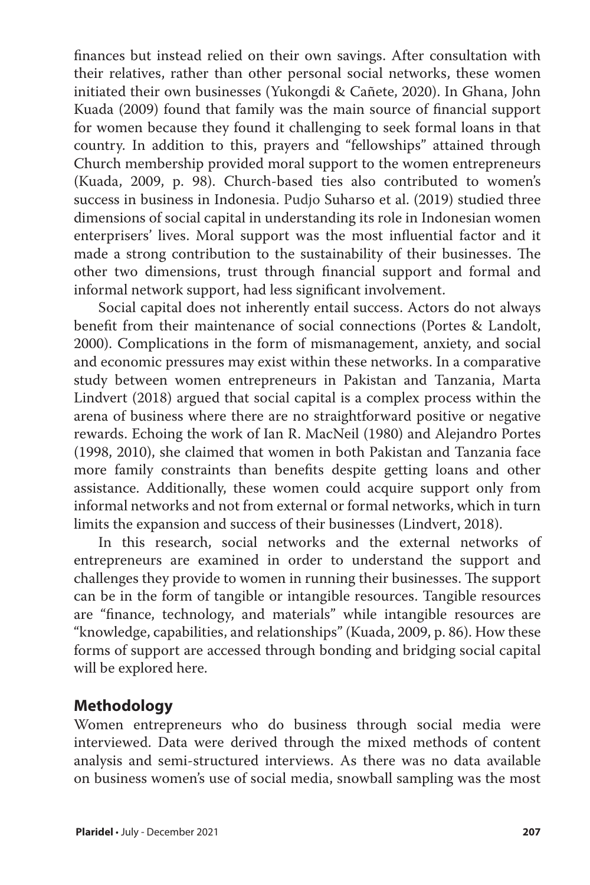finances but instead relied on their own savings. After consultation with their relatives, rather than other personal social networks, these women initiated their own businesses (Yukongdi & Cañete, 2020). In Ghana, John Kuada (2009) found that family was the main source of financial support for women because they found it challenging to seek formal loans in that country. In addition to this, prayers and "fellowships" attained through Church membership provided moral support to the women entrepreneurs (Kuada, 2009, p. 98). Church-based ties also contributed to women's success in business in Indonesia. Pudjo Suharso et al. (2019) studied three dimensions of social capital in understanding its role in Indonesian women enterprisers' lives. Moral support was the most influential factor and it made a strong contribution to the sustainability of their businesses. The other two dimensions, trust through financial support and formal and informal network support, had less significant involvement.

Social capital does not inherently entail success. Actors do not always benefit from their maintenance of social connections (Portes & Landolt, 2000). Complications in the form of mismanagement, anxiety, and social and economic pressures may exist within these networks. In a comparative study between women entrepreneurs in Pakistan and Tanzania, Marta Lindvert (2018) argued that social capital is a complex process within the arena of business where there are no straightforward positive or negative rewards. Echoing the work of Ian R. MacNeil (1980) and Alejandro Portes (1998, 2010), she claimed that women in both Pakistan and Tanzania face more family constraints than benefits despite getting loans and other assistance. Additionally, these women could acquire support only from informal networks and not from external or formal networks, which in turn limits the expansion and success of their businesses (Lindvert, 2018).

In this research, social networks and the external networks of entrepreneurs are examined in order to understand the support and challenges they provide to women in running their businesses. The support can be in the form of tangible or intangible resources. Tangible resources are "finance, technology, and materials" while intangible resources are "knowledge, capabilities, and relationships" (Kuada, 2009, p. 86). How these forms of support are accessed through bonding and bridging social capital will be explored here.

## Methodology

Women entrepreneurs who do business through social media were interviewed. Data were derived through the mixed methods of content analysis and semi-structured interviews. As there was no data available on business women's use of social media, snowball sampling was the most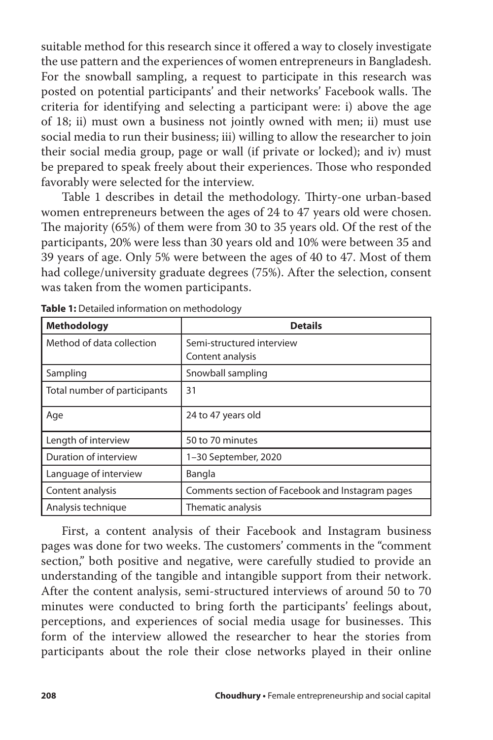suitable method for this research since it offered a way to closely investigate the use pattern and the experiences of women entrepreneurs in Bangladesh. For the snowball sampling, a request to participate in this research was posted on potential participants' and their networks' Facebook walls. The criteria for identifying and selecting a participant were: i) above the age of 18; ii) must own a business not jointly owned with men; ii) must use social media to run their business; iii) willing to allow the researcher to join their social media group, page or wall (if private or locked); and iv) must be prepared to speak freely about their experiences. Those who responded favorably were selected for the interview.

Table 1 describes in detail the methodology. Thirty-one urban-based women entrepreneurs between the ages of 24 to 47 years old were chosen. The majority (65%) of them were from 30 to 35 years old. Of the rest of the participants, 20% were less than 30 years old and 10% were between 35 and 39 years of age. Only 5% were between the ages of 40 to 47. Most of them had college/university graduate degrees (75%). After the selection, consent was taken from the women participants.

**Table 1:** Detailed information on methodology

| **Methodology** | **Details** |
|---|---|
| Method of data collection | Semi-structured interview<br>Content analysis |
| Sampling | Snowball sampling |
| Total number of participants | 31 |
| Age | 24 to 47 years old |
| Length of interview | 50 to 70 minutes |
| Duration of interview | 1–30 September, 2020 |
| Language of interview | Bangla |
| Content analysis | Comments section of Facebook and Instagram pages |
| Analysis technique | Thematic analysis |

First, a content analysis of their Facebook and Instagram business pages was done for two weeks. The customers' comments in the "comment section," both positive and negative, were carefully studied to provide an understanding of the tangible and intangible support from their network. After the content analysis, semi-structured interviews of around 50 to 70 minutes were conducted to bring forth the participants' feelings about, perceptions, and experiences of social media usage for businesses. This form of the interview allowed the researcher to hear the stories from participants about the role their close networks played in their online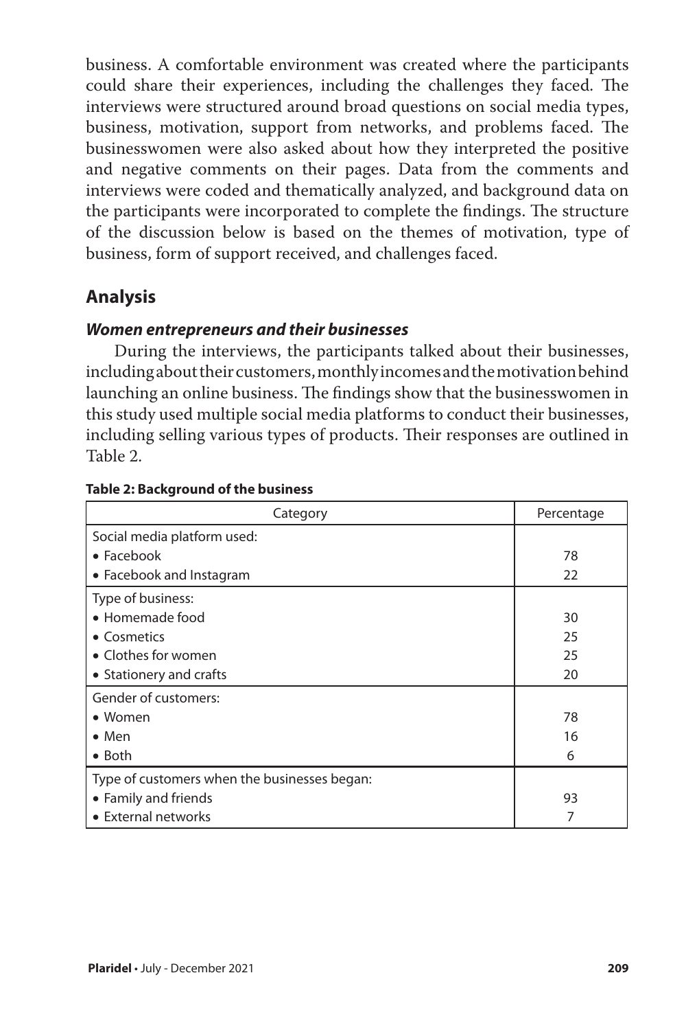business. A comfortable environment was created where the participants could share their experiences, including the challenges they faced. The interviews were structured around broad questions on social media types, business, motivation, support from networks, and problems faced. The businesswomen were also asked about how they interpreted the positive and negative comments on their pages. Data from the comments and interviews were coded and thematically analyzed, and background data on the participants were incorporated to complete the findings. The structure of the discussion below is based on the themes of motivation, type of business, form of support received, and challenges faced.

## Analysis

### *Women entrepreneurs and their businesses*

During the interviews, the participants talked about their businesses, including about their customers, monthly incomes and the motivation behind launching an online business. The findings show that the businesswomen in this study used multiple social media platforms to conduct their businesses, including selling various types of products. Their responses are outlined in Table 2.

**Table 2: Background of the business**

| Category | Percentage |
|---|---|
| Social media platform used: | |
| • Facebook | 78 |
| • Facebook and Instagram | 22 |
| Type of business: | |
| • Homemade food | 30 |
| • Cosmetics | 25 |
| • Clothes for women | 25 |
| • Stationery and crafts | 20 |
| Gender of customers: | |
| • Women | 78 |
| • Men | 16 |
| • Both | 6 |
| Type of customers when the businesses began: | |
| • Family and friends | 93 |
| • External networks | 7 |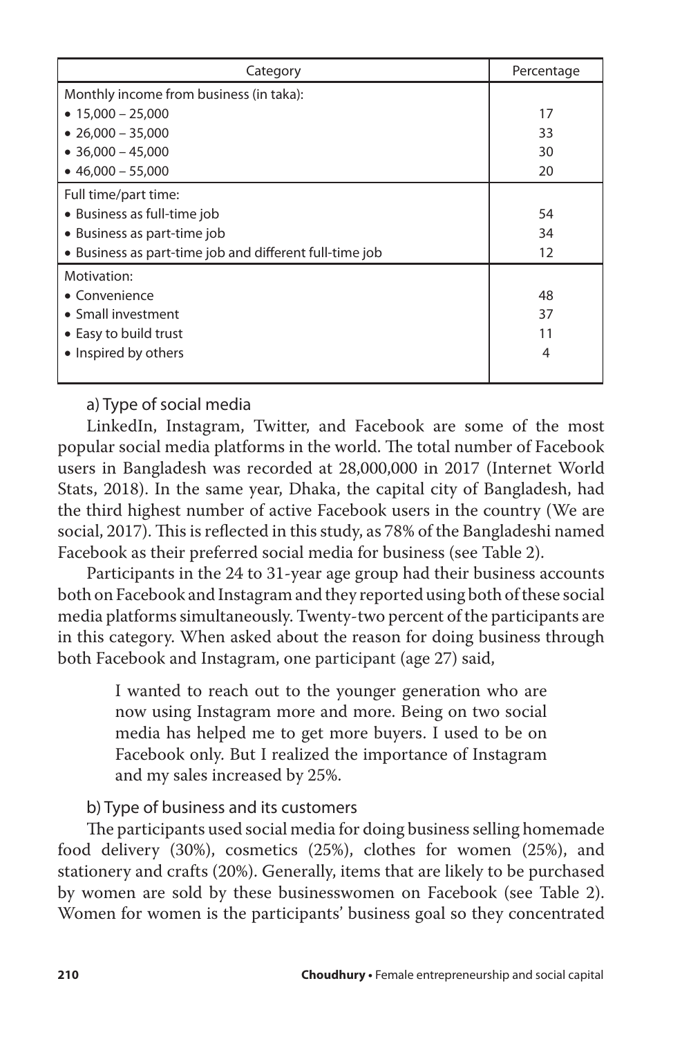| Category | Percentage |
|---|---|
| Monthly income from business (in taka): | |
| • 15,000 – 25,000 | 17 |
| • 26,000 – 35,000 | 33 |
| • 36,000 – 45,000 | 30 |
| • 46,000 – 55,000 | 20 |
| Full time/part time: | |
| • Business as full-time job | 54 |
| • Business as part-time job | 34 |
| • Business as part-time job and different full-time job | 12 |
| Motivation: | |
| • Convenience | 48 |
| • Small investment | 37 |
| • Easy to build trust | 11 |
| • Inspired by others | 4 |

a) Type of social media

LinkedIn, Instagram, Twitter, and Facebook are some of the most popular social media platforms in the world. The total number of Facebook users in Bangladesh was recorded at 28,000,000 in 2017 (Internet World Stats, 2018). In the same year, Dhaka, the capital city of Bangladesh, had the third highest number of active Facebook users in the country (We are social, 2017). This is reflected in this study, as 78% of the Bangladeshi named Facebook as their preferred social media for business (see Table 2).

Participants in the 24 to 31-year age group had their business accounts both on Facebook and Instagram and they reported using both of these social media platforms simultaneously. Twenty-two percent of the participants are in this category. When asked about the reason for doing business through both Facebook and Instagram, one participant (age 27) said,

> I wanted to reach out to the younger generation who are now using Instagram more and more. Being on two social media has helped me to get more buyers. I used to be on Facebook only. But I realized the importance of Instagram and my sales increased by 25%.

b) Type of business and its customers

The participants used social media for doing business selling homemade food delivery (30%), cosmetics (25%), clothes for women (25%), and stationery and crafts (20%). Generally, items that are likely to be purchased by women are sold by these businesswomen on Facebook (see Table 2). Women for women is the participants' business goal so they concentrated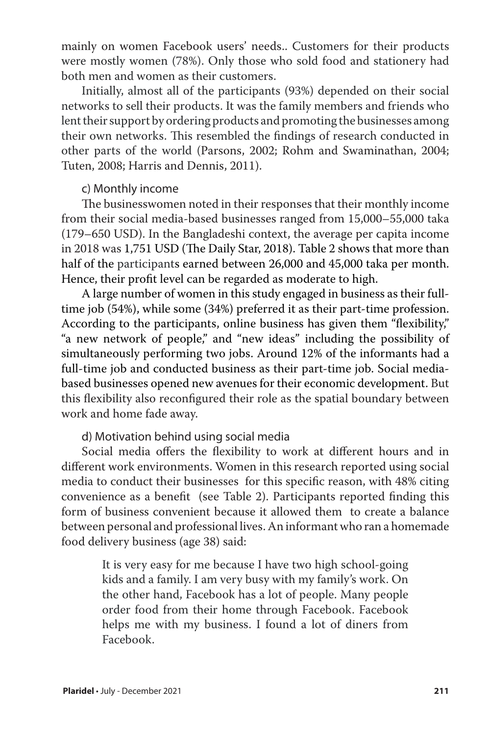mainly on women Facebook users' needs.. Customers for their products were mostly women (78%). Only those who sold food and stationery had both men and women as their customers.

Initially, almost all of the participants (93%) depended on their social networks to sell their products. It was the family members and friends who lent their support by ordering products and promoting the businesses among their own networks. This resembled the findings of research conducted in other parts of the world (Parsons, 2002; Rohm and Swaminathan, 2004; Tuten, 2008; Harris and Dennis, 2011).

c) Monthly income

The businesswomen noted in their responses that their monthly income from their social media-based businesses ranged from 15,000–55,000 taka (179–650 USD). In the Bangladeshi context, the average per capita income in 2018 was 1,751 USD (The Daily Star, 2018). Table 2 shows that more than half of the participants earned between 26,000 and 45,000 taka per month. Hence, their profit level can be regarded as moderate to high.

A large number of women in this study engaged in business as their full-time job (54%), while some (34%) preferred it as their part-time profession. According to the participants, online business has given them "flexibility," "a new network of people," and "new ideas" including the possibility of simultaneously performing two jobs. Around 12% of the informants had a full-time job and conducted business as their part-time job. Social media-based businesses opened new avenues for their economic development. But this flexibility also reconfigured their role as the spatial boundary between work and home fade away.

d) Motivation behind using social media

Social media offers the flexibility to work at different hours and in different work environments. Women in this research reported using social media to conduct their businesses for this specific reason, with 48% citing convenience as a benefit (see Table 2). Participants reported finding this form of business convenient because it allowed them to create a balance between personal and professional lives. An informant who ran a homemade food delivery business (age 38) said:

> It is very easy for me because I have two high school-going kids and a family. I am very busy with my family's work. On the other hand, Facebook has a lot of people. Many people order food from their home through Facebook. Facebook helps me with my business. I found a lot of diners from Facebook.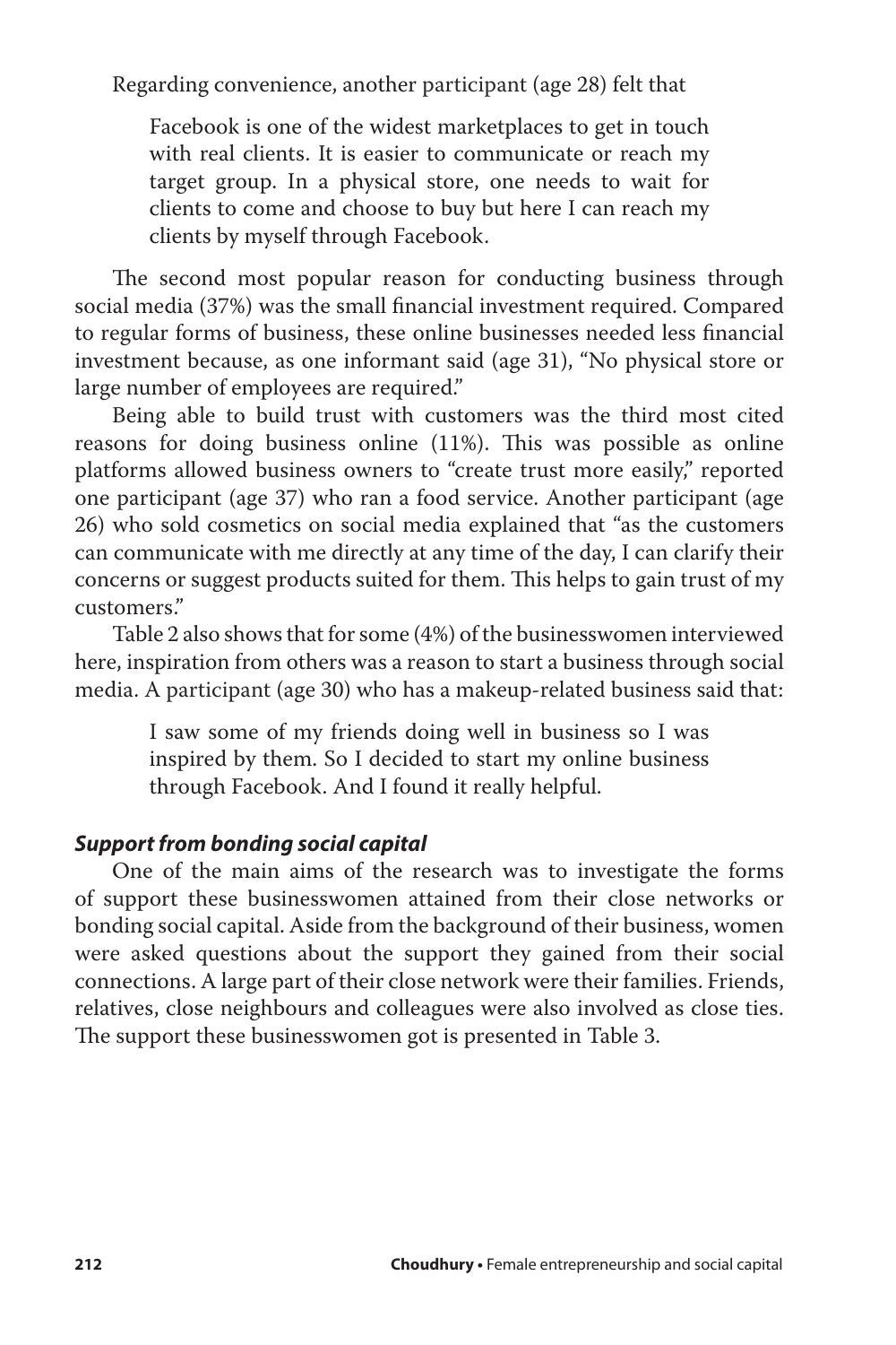Regarding convenience, another participant (age 28) felt that

> Facebook is one of the widest marketplaces to get in touch with real clients. It is easier to communicate or reach my target group. In a physical store, one needs to wait for clients to come and choose to buy but here I can reach my clients by myself through Facebook.

The second most popular reason for conducting business through social media (37%) was the small financial investment required. Compared to regular forms of business, these online businesses needed less financial investment because, as one informant said (age 31), "No physical store or large number of employees are required."

Being able to build trust with customers was the third most cited reasons for doing business online (11%). This was possible as online platforms allowed business owners to "create trust more easily," reported one participant (age 37) who ran a food service. Another participant (age 26) who sold cosmetics on social media explained that "as the customers can communicate with me directly at any time of the day, I can clarify their concerns or suggest products suited for them. This helps to gain trust of my customers."

Table 2 also shows that for some (4%) of the businesswomen interviewed here, inspiration from others was a reason to start a business through social media. A participant (age 30) who has a makeup-related business said that:

> I saw some of my friends doing well in business so I was inspired by them. So I decided to start my online business through Facebook. And I found it really helpful.

### *Support from bonding social capital*

One of the main aims of the research was to investigate the forms of support these businesswomen attained from their close networks or bonding social capital. Aside from the background of their business, women were asked questions about the support they gained from their social connections. A large part of their close network were their families. Friends, relatives, close neighbours and colleagues were also involved as close ties. The support these businesswomen got is presented in Table 3.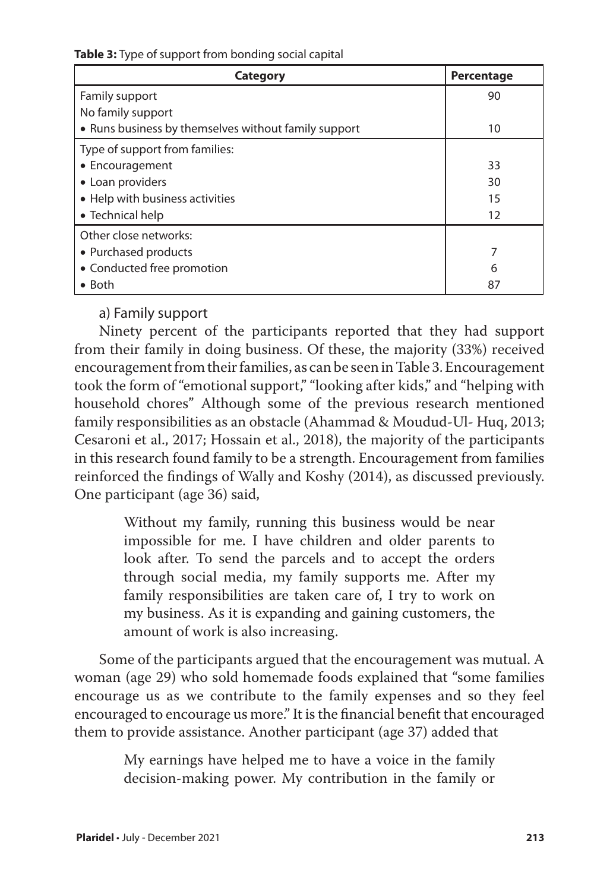**Table 3:** Type of support from bonding social capital

| Category | Percentage |
|---|---|
| Family support | 90 |
| No family support<br>• Runs business by themselves without family support | 10 |
| Type of support from families: | |
| • Encouragement | 33 |
| • Loan providers | 30 |
| • Help with business activities | 15 |
| • Technical help | 12 |
| Other close networks: | |
| • Purchased products | 7 |
| • Conducted free promotion | 6 |
| • Both | 87 |

a) Family support

Ninety percent of the participants reported that they had support from their family in doing business. Of these, the majority (33%) received encouragement from their families, as can be seen in Table 3. Encouragement took the form of "emotional support," "looking after kids," and "helping with household chores" Although some of the previous research mentioned family responsibilities as an obstacle (Ahammad & Moudud-Ul- Huq, 2013; Cesaroni et al., 2017; Hossain et al., 2018), the majority of the participants in this research found family to be a strength. Encouragement from families reinforced the findings of Wally and Koshy (2014), as discussed previously. One participant (age 36) said,

> Without my family, running this business would be near impossible for me. I have children and older parents to look after. To send the parcels and to accept the orders through social media, my family supports me. After my family responsibilities are taken care of, I try to work on my business. As it is expanding and gaining customers, the amount of work is also increasing.

Some of the participants argued that the encouragement was mutual. A woman (age 29) who sold homemade foods explained that "some families encourage us as we contribute to the family expenses and so they feel encouraged to encourage us more." It is the financial benefit that encouraged them to provide assistance. Another participant (age 37) added that

> My earnings have helped me to have a voice in the family decision-making power. My contribution in the family or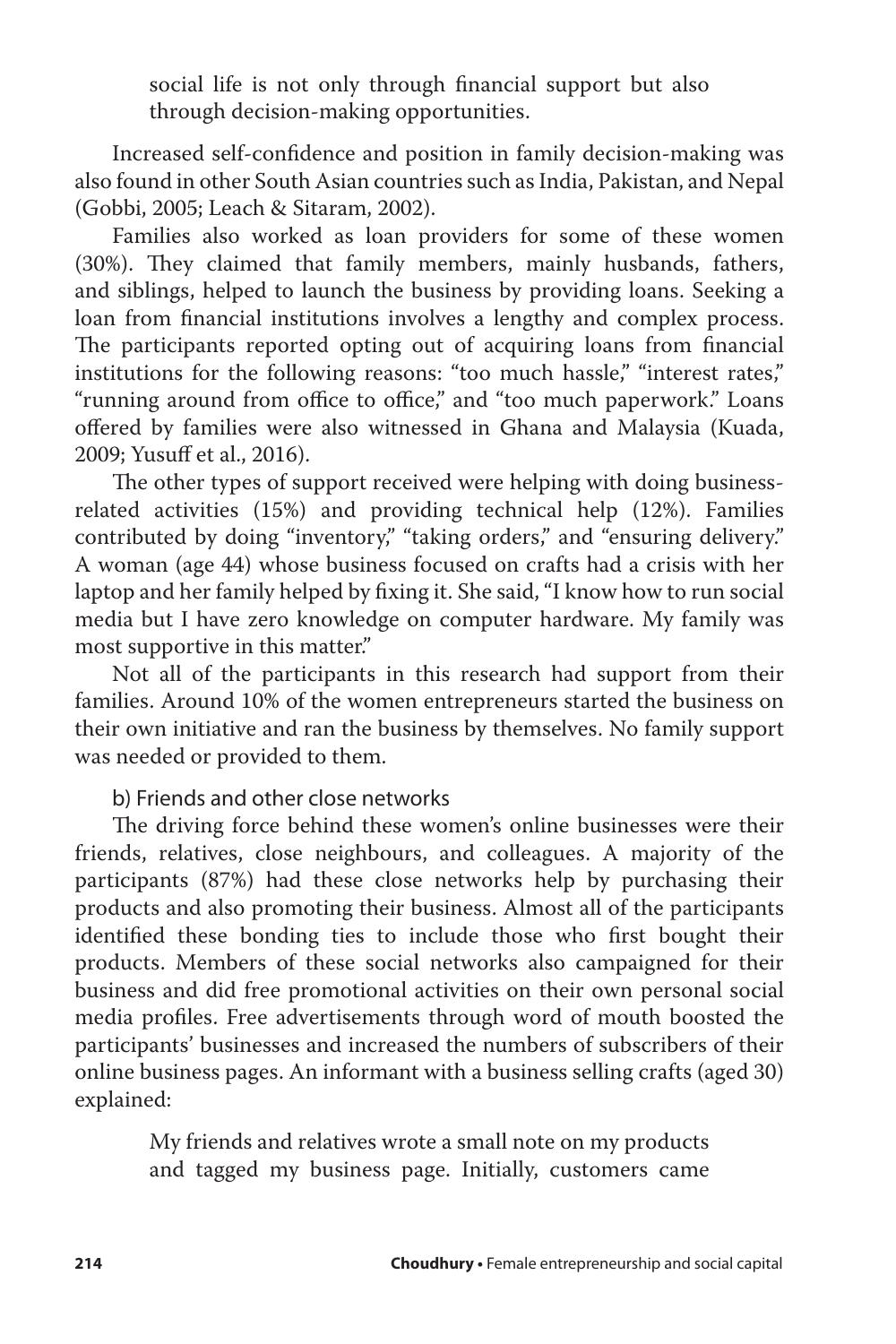> social life is not only through financial support but also through decision-making opportunities.

Increased self-confidence and position in family decision-making was also found in other South Asian countries such as India, Pakistan, and Nepal (Gobbi, 2005; Leach & Sitaram, 2002).

Families also worked as loan providers for some of these women (30%). They claimed that family members, mainly husbands, fathers, and siblings, helped to launch the business by providing loans. Seeking a loan from financial institutions involves a lengthy and complex process. The participants reported opting out of acquiring loans from financial institutions for the following reasons: "too much hassle," "interest rates," "running around from office to office," and "too much paperwork." Loans offered by families were also witnessed in Ghana and Malaysia (Kuada, 2009; Yusuff et al., 2016).

The other types of support received were helping with doing business-related activities (15%) and providing technical help (12%). Families contributed by doing "inventory," "taking orders," and "ensuring delivery." A woman (age 44) whose business focused on crafts had a crisis with her laptop and her family helped by fixing it. She said, "I know how to run social media but I have zero knowledge on computer hardware. My family was most supportive in this matter."

Not all of the participants in this research had support from their families. Around 10% of the women entrepreneurs started the business on their own initiative and ran the business by themselves. No family support was needed or provided to them.

b) Friends and other close networks

The driving force behind these women's online businesses were their friends, relatives, close neighbours, and colleagues. A majority of the participants (87%) had these close networks help by purchasing their products and also promoting their business. Almost all of the participants identified these bonding ties to include those who first bought their products. Members of these social networks also campaigned for their business and did free promotional activities on their own personal social media profiles. Free advertisements through word of mouth boosted the participants' businesses and increased the numbers of subscribers of their online business pages. An informant with a business selling crafts (aged 30) explained:

> My friends and relatives wrote a small note on my products and tagged my business page. Initially, customers came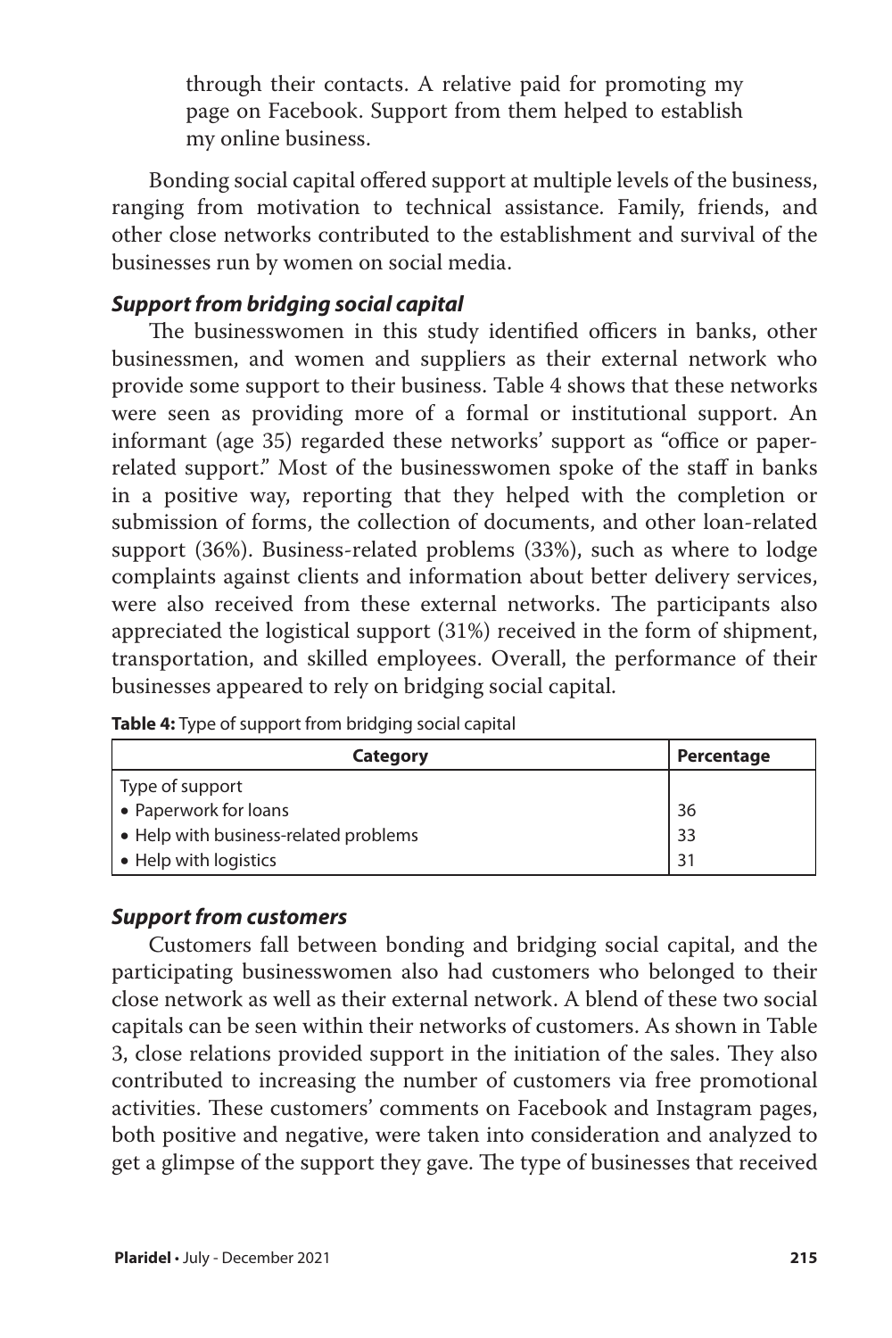through their contacts. A relative paid for promoting my page on Facebook. Support from them helped to establish my online business.

Bonding social capital offered support at multiple levels of the business, ranging from motivation to technical assistance. Family, friends, and other close networks contributed to the establishment and survival of the businesses run by women on social media.

### *Support from bridging social capital*

The businesswomen in this study identified officers in banks, other businessmen, and women and suppliers as their external network who provide some support to their business. Table 4 shows that these networks were seen as providing more of a formal or institutional support. An informant (age 35) regarded these networks' support as "office or paper-related support." Most of the businesswomen spoke of the staff in banks in a positive way, reporting that they helped with the completion or submission of forms, the collection of documents, and other loan-related support (36%). Business-related problems (33%), such as where to lodge complaints against clients and information about better delivery services, were also received from these external networks. The participants also appreciated the logistical support (31%) received in the form of shipment, transportation, and skilled employees. Overall, the performance of their businesses appeared to rely on bridging social capital.

**Table 4:** Type of support from bridging social capital

| Category | Percentage |
|---|---|
| Type of support | |
| • Paperwork for loans | 36 |
| • Help with business-related problems | 33 |
| • Help with logistics | 31 |

### *Support from customers*

Customers fall between bonding and bridging social capital, and the participating businesswomen also had customers who belonged to their close network as well as their external network. A blend of these two social capitals can be seen within their networks of customers. As shown in Table 3, close relations provided support in the initiation of the sales. They also contributed to increasing the number of customers via free promotional activities. These customers' comments on Facebook and Instagram pages, both positive and negative, were taken into consideration and analyzed to get a glimpse of the support they gave. The type of businesses that received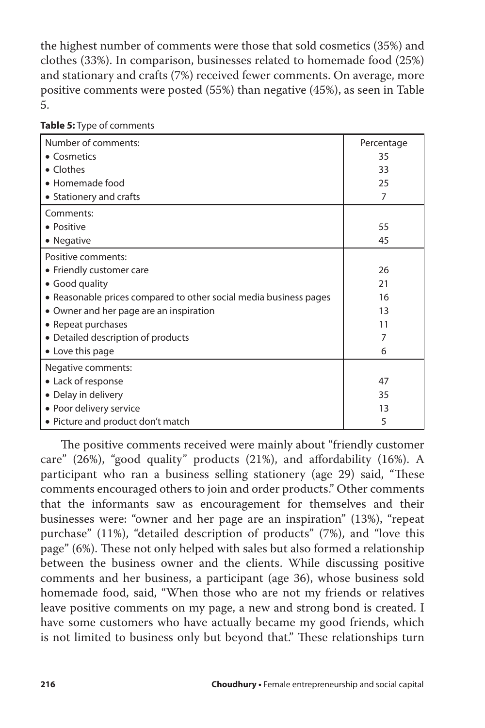the highest number of comments were those that sold cosmetics (35%) and clothes (33%). In comparison, businesses related to homemade food (25%) and stationary and crafts (7%) received fewer comments. On average, more positive comments were posted (55%) than negative (45%), as seen in Table 5.

**Table 5:** Type of comments

| | Percentage |
|---|---|
| Number of comments: | |
| • Cosmetics | 35 |
| • Clothes | 33 |
| • Homemade food | 25 |
| • Stationery and crafts | 7 |
| Comments: | |
| • Positive | 55 |
| • Negative | 45 |
| Positive comments: | |
| • Friendly customer care | 26 |
| • Good quality | 21 |
| • Reasonable prices compared to other social media business pages | 16 |
| • Owner and her page are an inspiration | 13 |
| • Repeat purchases | 11 |
| • Detailed description of products | 7 |
| • Love this page | 6 |
| Negative comments: | |
| • Lack of response | 47 |
| • Delay in delivery | 35 |
| • Poor delivery service | 13 |
| • Picture and product don't match | 5 |

The positive comments received were mainly about "friendly customer care" (26%), "good quality" products (21%), and affordability (16%). A participant who ran a business selling stationery (age 29) said, "These comments encouraged others to join and order products." Other comments that the informants saw as encouragement for themselves and their businesses were: "owner and her page are an inspiration" (13%), "repeat purchase" (11%), "detailed description of products" (7%), and "love this page" (6%). These not only helped with sales but also formed a relationship between the business owner and the clients. While discussing positive comments and her business, a participant (age 36), whose business sold homemade food, said, "When those who are not my friends or relatives leave positive comments on my page, a new and strong bond is created. I have some customers who have actually became my good friends, which is not limited to business only but beyond that." These relationships turn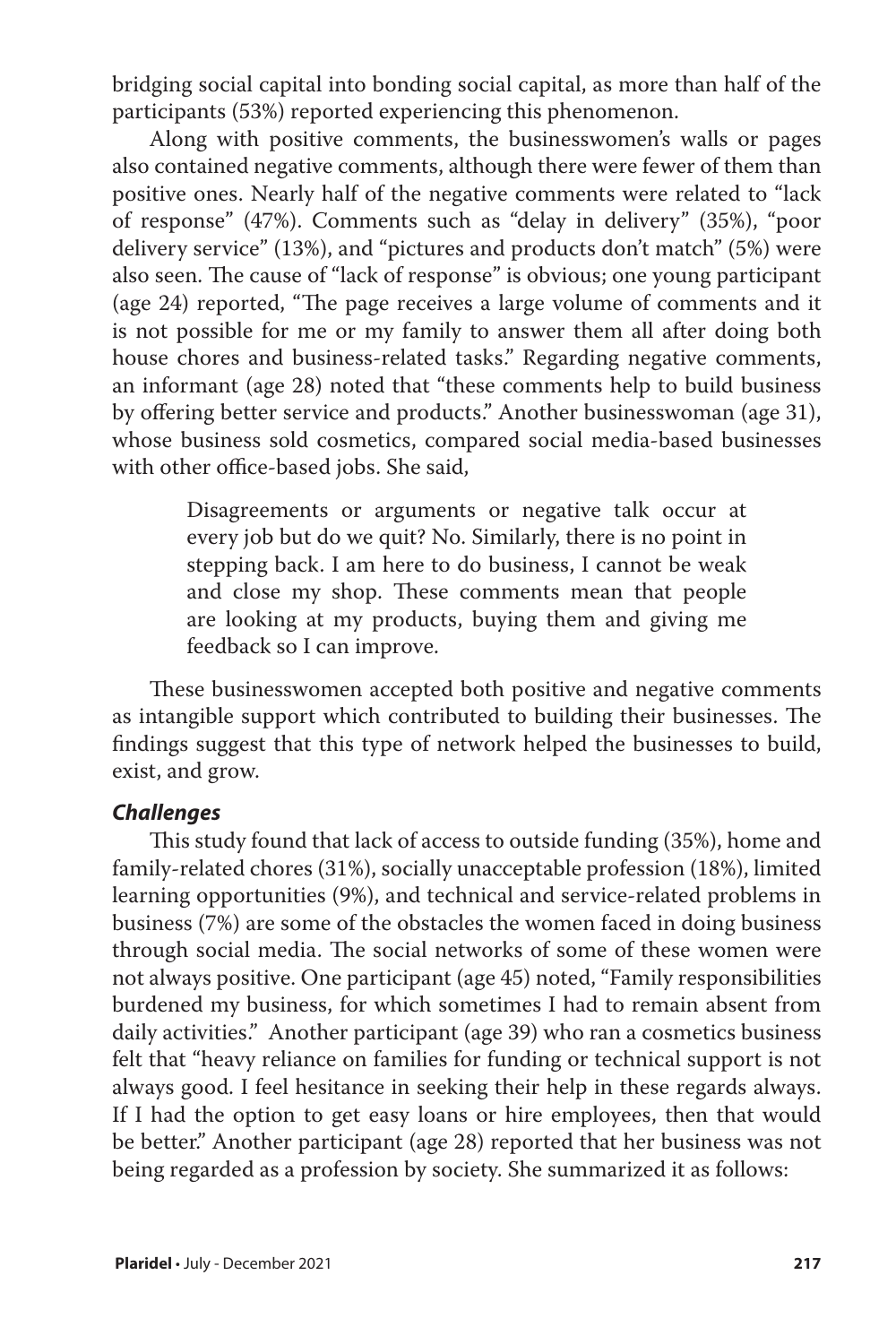bridging social capital into bonding social capital, as more than half of the participants (53%) reported experiencing this phenomenon.

Along with positive comments, the businesswomen's walls or pages also contained negative comments, although there were fewer of them than positive ones. Nearly half of the negative comments were related to "lack of response" (47%). Comments such as "delay in delivery" (35%), "poor delivery service" (13%), and "pictures and products don't match" (5%) were also seen. The cause of "lack of response" is obvious; one young participant (age 24) reported, "The page receives a large volume of comments and it is not possible for me or my family to answer them all after doing both house chores and business-related tasks." Regarding negative comments, an informant (age 28) noted that "these comments help to build business by offering better service and products." Another businesswoman (age 31), whose business sold cosmetics, compared social media-based businesses with other office-based jobs. She said,

> Disagreements or arguments or negative talk occur at every job but do we quit? No. Similarly, there is no point in stepping back. I am here to do business, I cannot be weak and close my shop. These comments mean that people are looking at my products, buying them and giving me feedback so I can improve.

These businesswomen accepted both positive and negative comments as intangible support which contributed to building their businesses. The findings suggest that this type of network helped the businesses to build, exist, and grow.

### *Challenges*

This study found that lack of access to outside funding (35%), home and family-related chores (31%), socially unacceptable profession (18%), limited learning opportunities (9%), and technical and service-related problems in business (7%) are some of the obstacles the women faced in doing business through social media. The social networks of some of these women were not always positive. One participant (age 45) noted, "Family responsibilities burdened my business, for which sometimes I had to remain absent from daily activities." Another participant (age 39) who ran a cosmetics business felt that "heavy reliance on families for funding or technical support is not always good. I feel hesitance in seeking their help in these regards always. If I had the option to get easy loans or hire employees, then that would be better." Another participant (age 28) reported that her business was not being regarded as a profession by society. She summarized it as follows: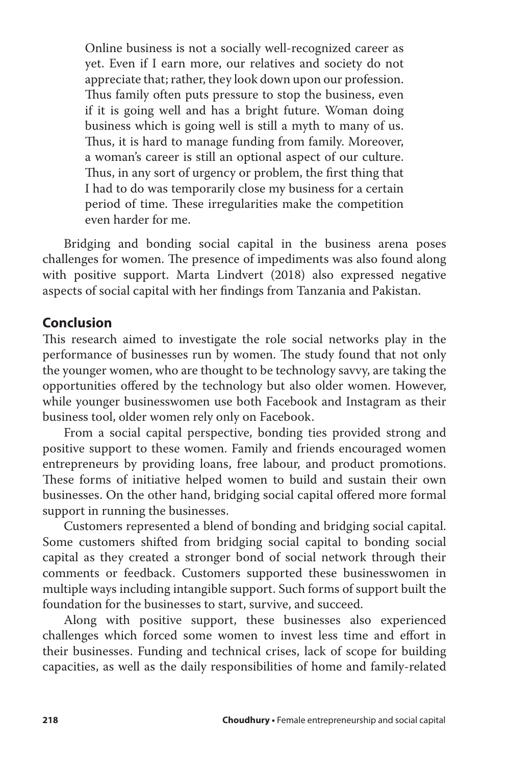> Online business is not a socially well-recognized career as yet. Even if I earn more, our relatives and society do not appreciate that; rather, they look down upon our profession. Thus family often puts pressure to stop the business, even if it is going well and has a bright future. Woman doing business which is going well is still a myth to many of us. Thus, it is hard to manage funding from family. Moreover, a woman's career is still an optional aspect of our culture. Thus, in any sort of urgency or problem, the first thing that I had to do was temporarily close my business for a certain period of time. These irregularities make the competition even harder for me.

Bridging and bonding social capital in the business arena poses challenges for women. The presence of impediments was also found along with positive support. Marta Lindvert (2018) also expressed negative aspects of social capital with her findings from Tanzania and Pakistan.

## Conclusion

This research aimed to investigate the role social networks play in the performance of businesses run by women. The study found that not only the younger women, who are thought to be technology savvy, are taking the opportunities offered by the technology but also older women. However, while younger businesswomen use both Facebook and Instagram as their business tool, older women rely only on Facebook.

From a social capital perspective, bonding ties provided strong and positive support to these women. Family and friends encouraged women entrepreneurs by providing loans, free labour, and product promotions. These forms of initiative helped women to build and sustain their own businesses. On the other hand, bridging social capital offered more formal support in running the businesses.

Customers represented a blend of bonding and bridging social capital. Some customers shifted from bridging social capital to bonding social capital as they created a stronger bond of social network through their comments or feedback. Customers supported these businesswomen in multiple ways including intangible support. Such forms of support built the foundation for the businesses to start, survive, and succeed.

Along with positive support, these businesses also experienced challenges which forced some women to invest less time and effort in their businesses. Funding and technical crises, lack of scope for building capacities, as well as the daily responsibilities of home and family-related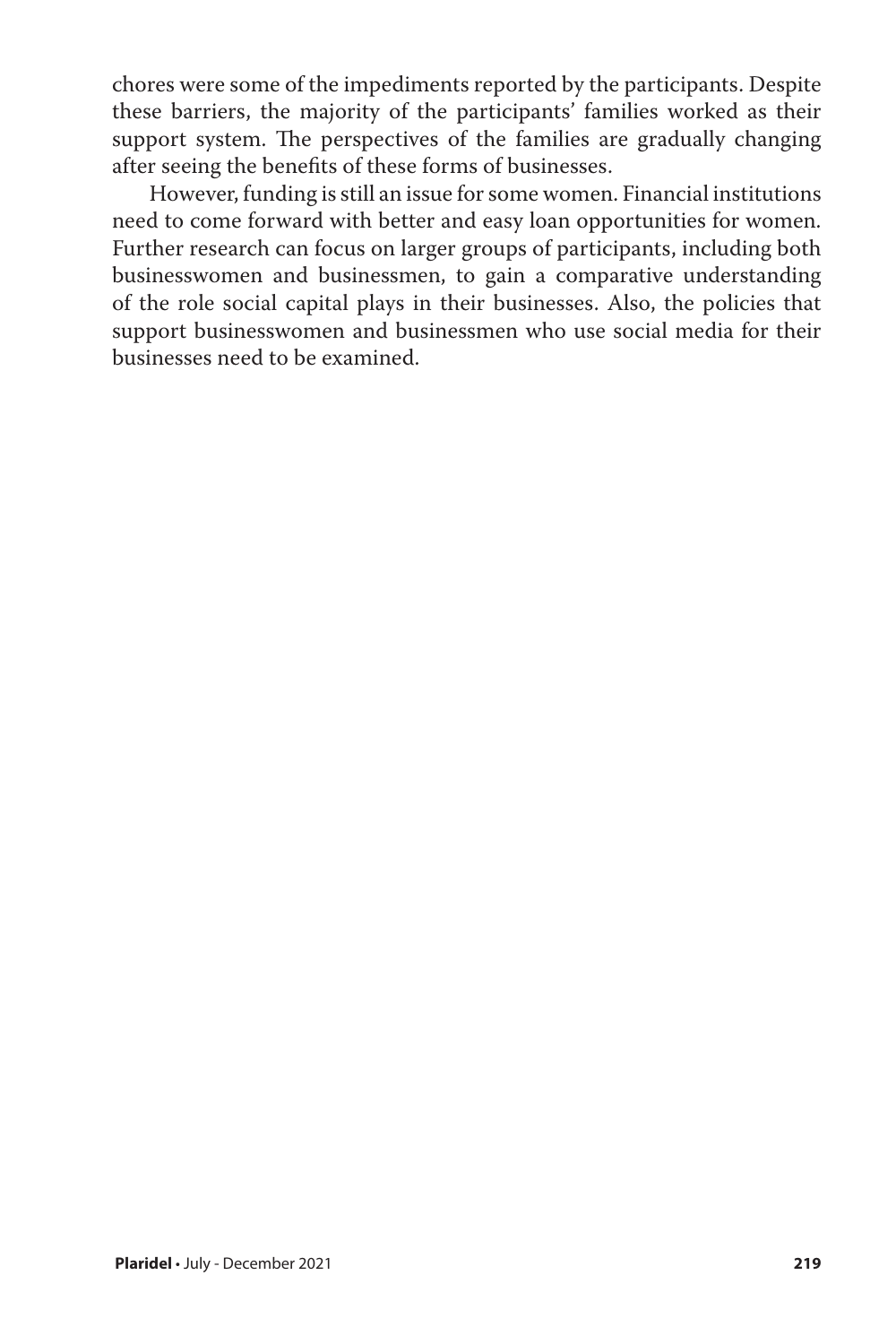chores were some of the impediments reported by the participants. Despite these barriers, the majority of the participants' families worked as their support system. The perspectives of the families are gradually changing after seeing the benefits of these forms of businesses.

However, funding is still an issue for some women. Financial institutions need to come forward with better and easy loan opportunities for women. Further research can focus on larger groups of participants, including both businesswomen and businessmen, to gain a comparative understanding of the role social capital plays in their businesses. Also, the policies that support businesswomen and businessmen who use social media for their businesses need to be examined.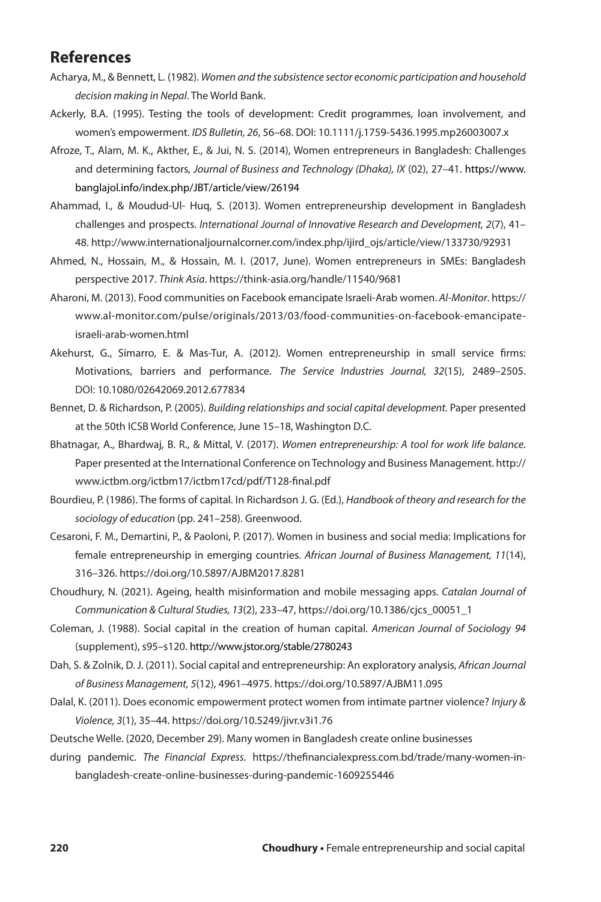## References

Acharya, M., & Bennett, L. (1982). *Women and the subsistence sector economic participation and household decision making in Nepal*. The World Bank.

Ackerly, B.A. (1995). Testing the tools of development: Credit programmes, loan involvement, and women's empowerment. *IDS Bulletin, 26*, 56–68. DOI: 10.1111/j.1759-5436.1995.mp26003007.x

Afroze, T., Alam, M. K., Akther, E., & Jui, N. S. (2014), Women entrepreneurs in Bangladesh: Challenges and determining factors, *Journal of Business and Technology (Dhaka), IX* (02), 27–41. https://www.banglajol.info/index.php/JBT/article/view/26194

Ahammad, I., & Moudud-Ul- Huq, S. (2013). Women entrepreneurship development in Bangladesh challenges and prospects. *International Journal of Innovative Research and Development, 2*(7), 41–48. http://www.internationaljournalcorner.com/index.php/ijird_ojs/article/view/133730/92931

Ahmed, N., Hossain, M., & Hossain, M. I. (2017, June). Women entrepreneurs in SMEs: Bangladesh perspective 2017. *Think Asia*. https://think-asia.org/handle/11540/9681

Aharoni, M. (2013). Food communities on Facebook emancipate Israeli-Arab women. *Al-Monitor*. https://www.al-monitor.com/pulse/originals/2013/03/food-communities-on-facebook-emancipate-israeli-arab-women.html

Akehurst, G., Simarro, E. & Mas-Tur, A. (2012). Women entrepreneurship in small service firms: Motivations, barriers and performance. *The Service Industries Journal, 32*(15), 2489–2505. DOI: 10.1080/02642069.2012.677834

Bennet, D. & Richardson, P. (2005). *Building relationships and social capital development.* Paper presented at the 50th ICSB World Conference, June 15–18, Washington D.C.

Bhatnagar, A., Bhardwaj, B. R., & Mittal, V. (2017). *Women entrepreneurship: A tool for work life balance*. Paper presented at the International Conference on Technology and Business Management. http://www.ictbm.org/ictbm17/ictbm17cd/pdf/T128-final.pdf

Bourdieu, P. (1986). The forms of capital. In Richardson J. G. (Ed.), *Handbook of theory and research for the sociology of education* (pp. 241–258). Greenwood.

Cesaroni, F. M., Demartini, P., & Paoloni, P. (2017). Women in business and social media: Implications for female entrepreneurship in emerging countries. *African Journal of Business Management, 11*(14), 316–326. https://doi.org/10.5897/AJBM2017.8281

Choudhury, N. (2021). Ageing, health misinformation and mobile messaging apps. *Catalan Journal of Communication & Cultural Studies, 13*(2), 233–47, https://doi.org/10.1386/cjcs_00051_1

Coleman, J. (1988). Social capital in the creation of human capital. *American Journal of Sociology 94* (supplement), s95–s120. http://www.jstor.org/stable/2780243

Dah, S. & Zolnik, D. J. (2011). Social capital and entrepreneurship: An exploratory analysis, *African Journal of Business Management, 5*(12), 4961–4975. https://doi.org/10.5897/AJBM11.095

Dalal, K. (2011). Does economic empowerment protect women from intimate partner violence? *Injury & Violence, 3*(1), 35–44. https://doi.org/10.5249/jivr.v3i1.76

Deutsche Welle. (2020, December 29). Many women in Bangladesh create online businesses during pandemic. *The Financial Express*. https://thefinancialexpress.com.bd/trade/many-women-in-bangladesh-create-online-businesses-during-pandemic-1609255446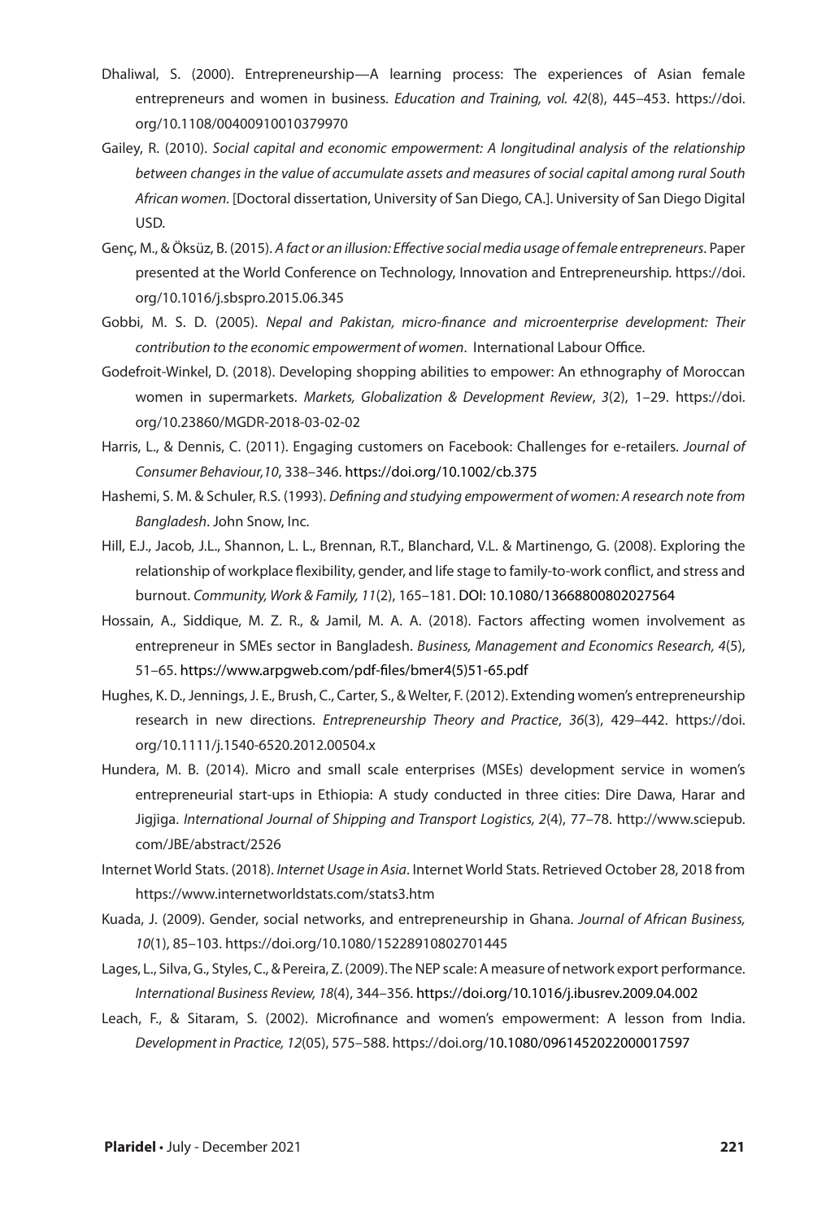Dhaliwal, S. (2000). Entrepreneurship—A learning process: The experiences of Asian female entrepreneurs and women in business. *Education and Training, vol. 42*(8), 445–453. https://doi.org/10.1108/00400910010379970

Gailey, R. (2010). *Social capital and economic empowerment: A longitudinal analysis of the relationship between changes in the value of accumulate assets and measures of social capital among rural South African women.* [Doctoral dissertation, University of San Diego, CA.]. University of San Diego Digital USD.

Genç, M., & Öksüz, B. (2015). *A fact or an illusion: Effective social media usage of female entrepreneurs*. Paper presented at the World Conference on Technology, Innovation and Entrepreneurship. https://doi.org/10.1016/j.sbspro.2015.06.345

Gobbi, M. S. D. (2005). *Nepal and Pakistan, micro-finance and microenterprise development: Their contribution to the economic empowerment of women*. International Labour Office.

Godefroit-Winkel, D. (2018). Developing shopping abilities to empower: An ethnography of Moroccan women in supermarkets. *Markets, Globalization & Development Review*, *3*(2), 1–29. https://doi.org/10.23860/MGDR-2018-03-02-02

Harris, L., & Dennis, C. (2011). Engaging customers on Facebook: Challenges for e-retailers. *Journal of Consumer Behaviour,10*, 338–346. https://doi.org/10.1002/cb.375

Hashemi, S. M. & Schuler, R.S. (1993). *Defining and studying empowerment of women: A research note from Bangladesh*. John Snow, Inc.

Hill, E.J., Jacob, J.L., Shannon, L. L., Brennan, R.T., Blanchard, V.L. & Martinengo, G. (2008). Exploring the relationship of workplace flexibility, gender, and life stage to family-to-work conflict, and stress and burnout. *Community, Work & Family, 11*(2), 165–181. DOI: 10.1080/13668800802027564

Hossain, A., Siddique, M. Z. R., & Jamil, M. A. A. (2018). Factors affecting women involvement as entrepreneur in SMEs sector in Bangladesh. *Business, Management and Economics Research, 4*(5), 51–65. https://www.arpgweb.com/pdf-files/bmer4(5)51-65.pdf

Hughes, K. D., Jennings, J. E., Brush, C., Carter, S., & Welter, F. (2012). Extending women's entrepreneurship research in new directions. *Entrepreneurship Theory and Practice*, *36*(3), 429–442. https://doi.org/10.1111/j.1540-6520.2012.00504.x

Hundera, M. B. (2014). Micro and small scale enterprises (MSEs) development service in women's entrepreneurial start-ups in Ethiopia: A study conducted in three cities: Dire Dawa, Harar and Jigjiga. *International Journal of Shipping and Transport Logistics, 2*(4), 77–78. http://www.sciepub.com/JBE/abstract/2526

Internet World Stats. (2018). *Internet Usage in Asia*. Internet World Stats. Retrieved October 28, 2018 from https://www.internetworldstats.com/stats3.htm

Kuada, J. (2009). Gender, social networks, and entrepreneurship in Ghana. *Journal of African Business, 10*(1), 85–103. https://doi.org/10.1080/15228910802701445

Lages, L., Silva, G., Styles, C., & Pereira, Z. (2009). The NEP scale: A measure of network export performance. *International Business Review, 18*(4), 344–356. https://doi.org/10.1016/j.ibusrev.2009.04.002

Leach, F., & Sitaram, S. (2002). Microfinance and women's empowerment: A lesson from India. *Development in Practice, 12*(05), 575–588. https://doi.org/10.1080/0961452022000017597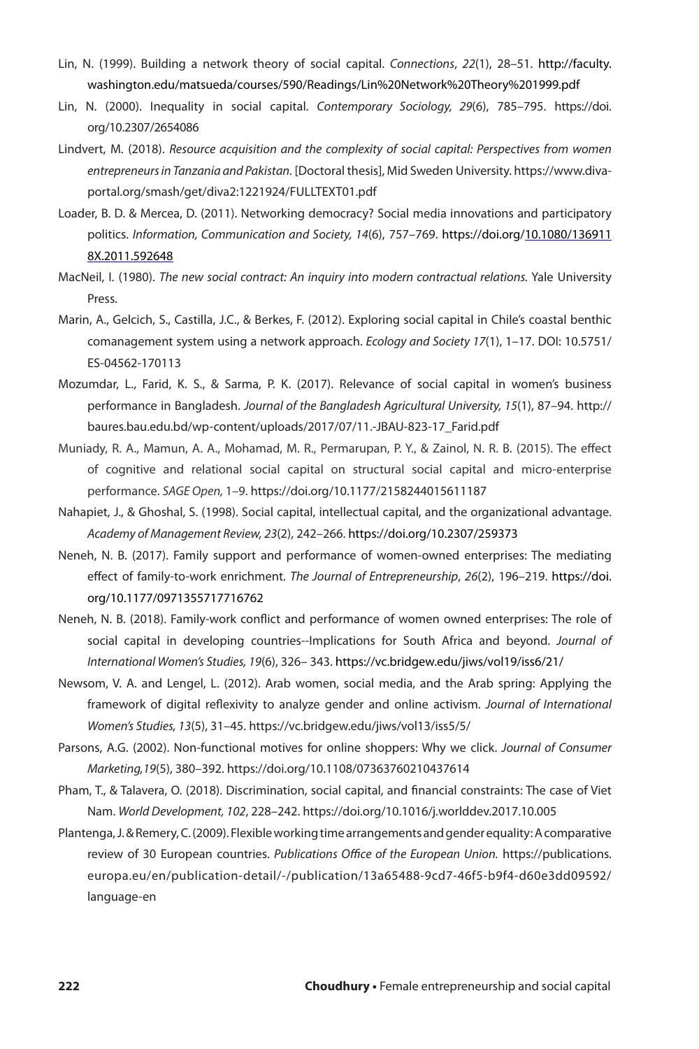Lin, N. (1999). Building a network theory of social capital. *Connections*, *22*(1), 28–51. http://faculty.washington.edu/matsueda/courses/590/Readings/Lin%20Network%20Theory%201999.pdf

Lin, N. (2000). Inequality in social capital. *Contemporary Sociology, 29*(6), 785–795. https://doi.org/10.2307/2654086

Lindvert, M. (2018). *Resource acquisition and the complexity of social capital: Perspectives from women entrepreneurs in Tanzania and Pakistan*. [Doctoral thesis], Mid Sweden University. https://www.diva-portal.org/smash/get/diva2:1221924/FULLTEXT01.pdf

Loader, B. D. & Mercea, D. (2011). Networking democracy? Social media innovations and participatory politics. *Information, Communication and Society, 14*(6), 757–769. https://doi.org/10.1080/1369118X.2011.592648

MacNeil, I. (1980). *The new social contract: An inquiry into modern contractual relations.* Yale University Press.

Marin, A., Gelcich, S., Castilla, J.C., & Berkes, F. (2012). Exploring social capital in Chile's coastal benthic comanagement system using a network approach. *Ecology and Society 17*(1), 1–17. DOI: 10.5751/ES-04562-170113

Mozumdar, L., Farid, K. S., & Sarma, P. K. (2017). Relevance of social capital in women's business performance in Bangladesh. *Journal of the Bangladesh Agricultural University, 15*(1), 87–94. http://baures.bau.edu.bd/wp-content/uploads/2017/07/11.-JBAU-823-17_Farid.pdf

Muniady, R. A., Mamun, A. A., Mohamad, M. R., Permarupan, P. Y., & Zainol, N. R. B. (2015). The effect of cognitive and relational social capital on structural social capital and micro-enterprise performance. *SAGE Open,* 1–9. https://doi.org/10.1177/2158244015611187

Nahapiet, J., & Ghoshal, S. (1998). Social capital, intellectual capital, and the organizational advantage. *Academy of Management Review, 23*(2), 242–266. https://doi.org/10.2307/259373

Neneh, N. B. (2017). Family support and performance of women-owned enterprises: The mediating effect of family-to-work enrichment. *The Journal of Entrepreneurship*, *26*(2), 196–219. https://doi.org/10.1177/0971355717716762

Neneh, N. B. (2018). Family-work conflict and performance of women owned enterprises: The role of social capital in developing countries--Implications for South Africa and beyond. *Journal of International Women's Studies, 19*(6), 326– 343. https://vc.bridgew.edu/jiws/vol19/iss6/21/

Newsom, V. A. and Lengel, L. (2012). Arab women, social media, and the Arab spring: Applying the framework of digital reflexivity to analyze gender and online activism. *Journal of International Women's Studies, 13*(5), 31–45. https://vc.bridgew.edu/jiws/vol13/iss5/5/

Parsons, A.G. (2002). Non-functional motives for online shoppers: Why we click. *Journal of Consumer Marketing,19*(5), 380–392. https://doi.org/10.1108/07363760210437614

Pham, T., & Talavera, O. (2018). Discrimination, social capital, and financial constraints: The case of Viet Nam. *World Development, 102*, 228–242. https://doi.org/10.1016/j.worlddev.2017.10.005

Plantenga, J. & Remery, C. (2009). Flexible working time arrangements and gender equality: A comparative review of 30 European countries. *Publications Office of the European Union.* https://publications.europa.eu/en/publication-detail/-/publication/13a65488-9cd7-46f5-b9f4-d60e3dd09592/language-en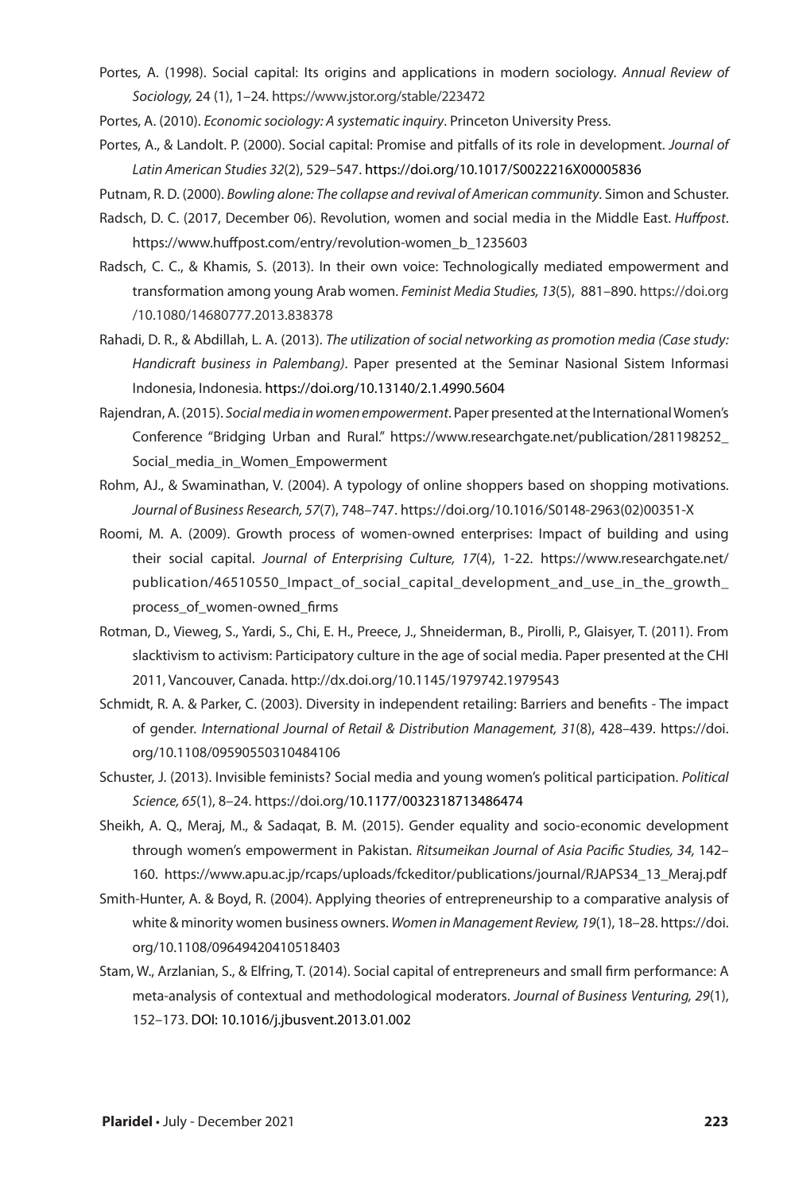Portes, A. (1998). Social capital: Its origins and applications in modern sociology. *Annual Review of Sociology,* 24 (1), 1–24. https://www.jstor.org/stable/223472

Portes, A. (2010). *Economic sociology: A systematic inquiry*. Princeton University Press.

Portes, A., & Landolt. P. (2000). Social capital: Promise and pitfalls of its role in development. *Journal of Latin American Studies 32*(2), 529–547. https://doi.org/10.1017/S0022216X00005836

Putnam, R. D. (2000). *Bowling alone: The collapse and revival of American community*. Simon and Schuster.

Radsch, D. C. (2017, December 06). Revolution, women and social media in the Middle East. *Huffpost*. https://www.huffpost.com/entry/revolution-women_b_1235603

Radsch, C. C., & Khamis, S. (2013). In their own voice: Technologically mediated empowerment and transformation among young Arab women. *Feminist Media Studies, 13*(5), 881–890. https://doi.org/10.1080/14680777.2013.838378

Rahadi, D. R., & Abdillah, L. A. (2013). *The utilization of social networking as promotion media (Case study: Handicraft business in Palembang)*. Paper presented at the Seminar Nasional Sistem Informasi Indonesia, Indonesia. https://doi.org/10.13140/2.1.4990.5604

Rajendran, A. (2015). *Social media in women empowerment*. Paper presented at the International Women's Conference "Bridging Urban and Rural." https://www.researchgate.net/publication/281198252_Social_media_in_Women_Empowerment

Rohm, AJ., & Swaminathan, V. (2004). A typology of online shoppers based on shopping motivations. *Journal of Business Research, 57*(7), 748–747. https://doi.org/10.1016/S0148-2963(02)00351-X

Roomi, M. A. (2009). Growth process of women-owned enterprises: Impact of building and using their social capital. *Journal of Enterprising Culture, 17*(4), 1-22. https://www.researchgate.net/publication/46510550_Impact_of_social_capital_development_and_use_in_the_growth_process_of_women-owned_firms

Rotman, D., Vieweg, S., Yardi, S., Chi, E. H., Preece, J., Shneiderman, B., Pirolli, P., Glaisyer, T. (2011). From slacktivism to activism: Participatory culture in the age of social media. Paper presented at the CHI 2011, Vancouver, Canada. http://dx.doi.org/10.1145/1979742.1979543

Schmidt, R. A. & Parker, C. (2003). Diversity in independent retailing: Barriers and benefits - The impact of gender. *International Journal of Retail & Distribution Management, 31*(8), 428–439. https://doi.org/10.1108/09590550310484106

Schuster, J. (2013). Invisible feminists? Social media and young women's political participation. *Political Science, 65*(1), 8–24. https://doi.org/10.1177/0032318713486474

Sheikh, A. Q., Meraj, M., & Sadaqat, B. M. (2015). Gender equality and socio-economic development through women's empowerment in Pakistan. *Ritsumeikan Journal of Asia Pacific Studies, 34,* 142–160. https://www.apu.ac.jp/rcaps/uploads/fckeditor/publications/journal/RJAPS34_13_Meraj.pdf

Smith-Hunter, A. & Boyd, R. (2004). Applying theories of entrepreneurship to a comparative analysis of white & minority women business owners. *Women in Management Review, 19*(1), 18–28. https://doi.org/10.1108/09649420410518403

Stam, W., Arzlanian, S., & Elfring, T. (2014). Social capital of entrepreneurs and small firm performance: A meta-analysis of contextual and methodological moderators. *Journal of Business Venturing, 29*(1), 152–173. DOI: 10.1016/j.jbusvent.2013.01.002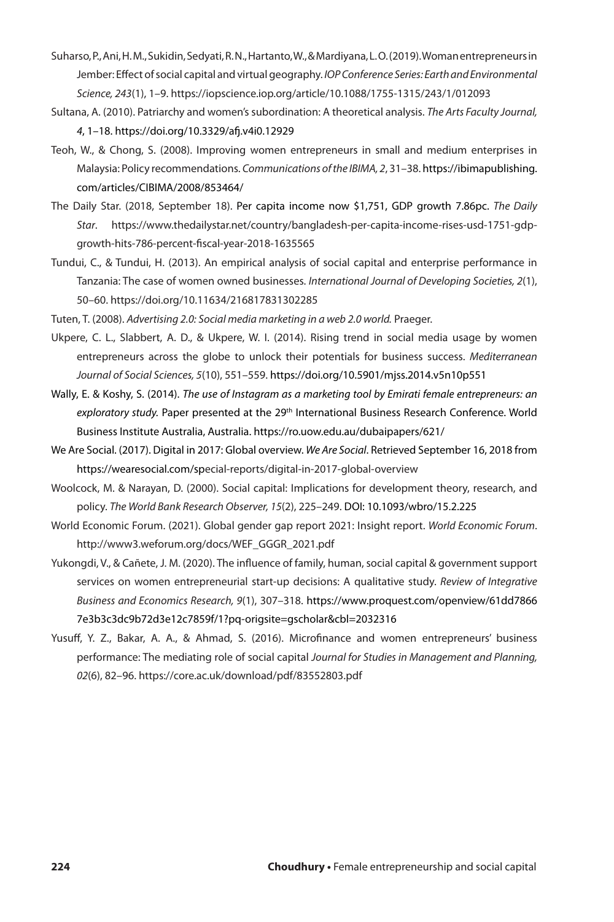Suharso, P., Ani, H. M., Sukidin, Sedyati, R. N., Hartanto, W., & Mardiyana, L. O. (2019). Woman entrepreneurs in Jember: Effect of social capital and virtual geography. *IOP Conference Series: Earth and Environmental Science, 243*(1), 1–9. https://iopscience.iop.org/article/10.1088/1755-1315/243/1/012093

Sultana, A. (2010). Patriarchy and women's subordination: A theoretical analysis. *The Arts Faculty Journal, 4*, 1–18. https://doi.org/10.3329/afj.v4i0.12929

Teoh, W., & Chong, S. (2008). Improving women entrepreneurs in small and medium enterprises in Malaysia: Policy recommendations. *Communications of the IBIMA, 2*, 31–38. https://ibimapublishing.com/articles/CIBIMA/2008/853464/

The Daily Star. (2018, September 18). Per capita income now $1,751, GDP growth 7.86pc. *The Daily Star*. https://www.thedailystar.net/country/bangladesh-per-capita-income-rises-usd-1751-gdp-growth-hits-786-percent-fiscal-year-2018-1635565

Tundui, C., & Tundui, H. (2013). An empirical analysis of social capital and enterprise performance in Tanzania: The case of women owned businesses. *International Journal of Developing Societies, 2*(1), 50–60. https://doi.org/10.11634/216817831302285

Tuten, T. (2008). *Advertising 2.0: Social media marketing in a web 2.0 world.* Praeger.

Ukpere, C. L., Slabbert, A. D., & Ukpere, W. I. (2014). Rising trend in social media usage by women entrepreneurs across the globe to unlock their potentials for business success. *Mediterranean Journal of Social Sciences, 5*(10), 551–559. https://doi.org/10.5901/mjss.2014.v5n10p551

Wally, E. & Koshy, S. (2014). *The use of Instagram as a marketing tool by Emirati female entrepreneurs: an exploratory study.* Paper presented at the 29th International Business Research Conference. World Business Institute Australia, Australia. https://ro.uow.edu.au/dubaipapers/621/

We Are Social. (2017). Digital in 2017: Global overview. *We Are Social*. Retrieved September 16, 2018 from https://wearesocial.com/special-reports/digital-in-2017-global-overview

Woolcock, M. & Narayan, D. (2000). Social capital: Implications for development theory, research, and policy. *The World Bank Research Observer, 15*(2), 225–249. DOI: 10.1093/wbro/15.2.225

World Economic Forum. (2021). Global gender gap report 2021: Insight report. *World Economic Forum*. http://www3.weforum.org/docs/WEF_GGGR_2021.pdf

Yukongdi, V., & Cañete, J. M. (2020). The influence of family, human, social capital & government support services on women entrepreneurial start-up decisions: A qualitative study. *Review of Integrative Business and Economics Research, 9*(1), 307–318. https://www.proquest.com/openview/61dd78667e3b3c3dc9b72d3e12c7859f/1?pq-origsite=gscholar&cbl=2032316

Yusuff, Y. Z., Bakar, A. A., & Ahmad, S. (2016). Microfinance and women entrepreneurs' business performance: The mediating role of social capital *Journal for Studies in Management and Planning, 02*(6), 82–96. https://core.ac.uk/download/pdf/83552803.pdf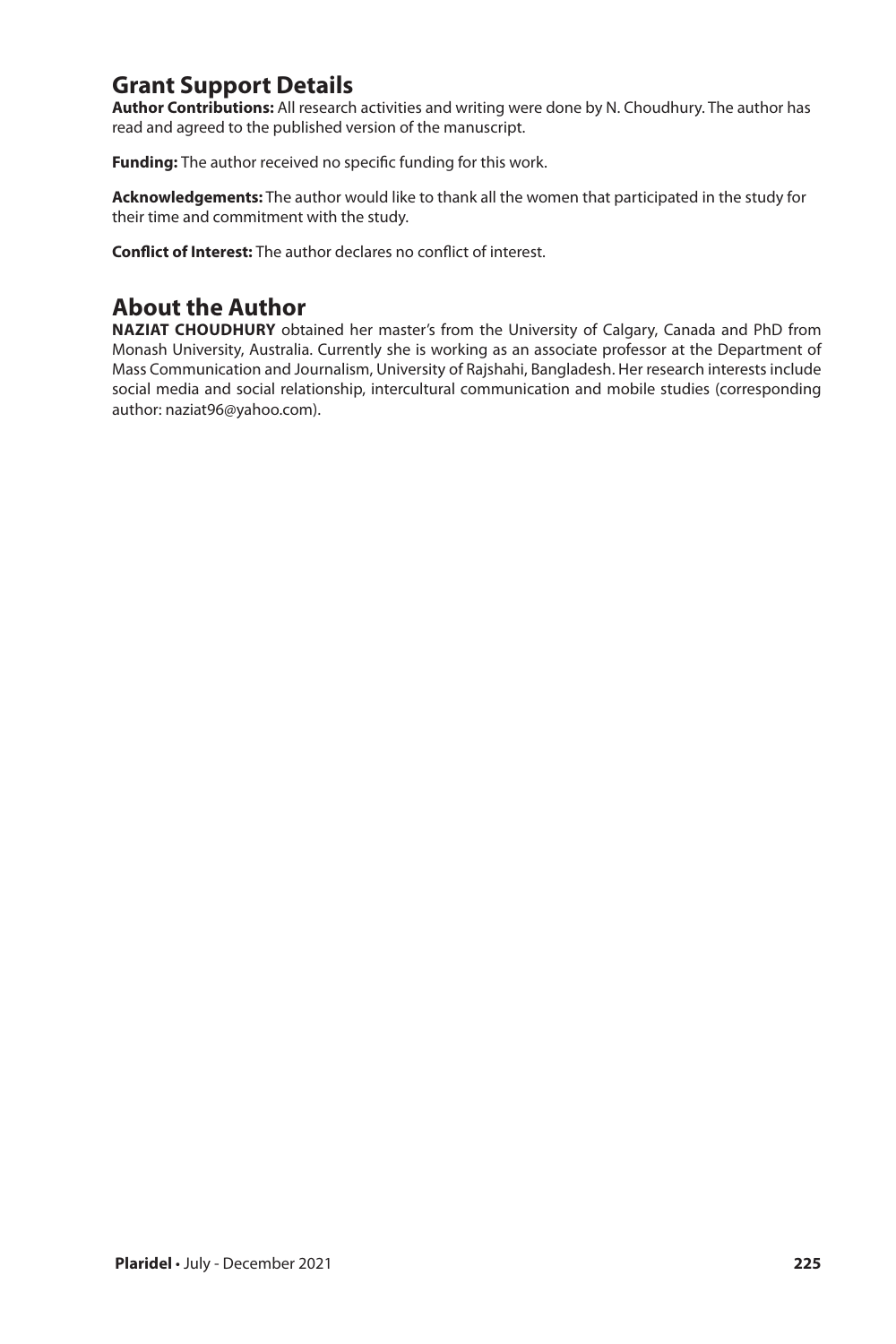## Grant Support Details

**Author Contributions:** All research activities and writing were done by N. Choudhury. The author has read and agreed to the published version of the manuscript.

**Funding:** The author received no specific funding for this work.

**Acknowledgements:** The author would like to thank all the women that participated in the study for their time and commitment with the study.

**Conflict of Interest:** The author declares no conflict of interest.

## About the Author

**NAZIAT CHOUDHURY** obtained her master's from the University of Calgary, Canada and PhD from Monash University, Australia. Currently she is working as an associate professor at the Department of Mass Communication and Journalism, University of Rajshahi, Bangladesh. Her research interests include social media and social relationship, intercultural communication and mobile studies (corresponding author: naziat96@yahoo.com).